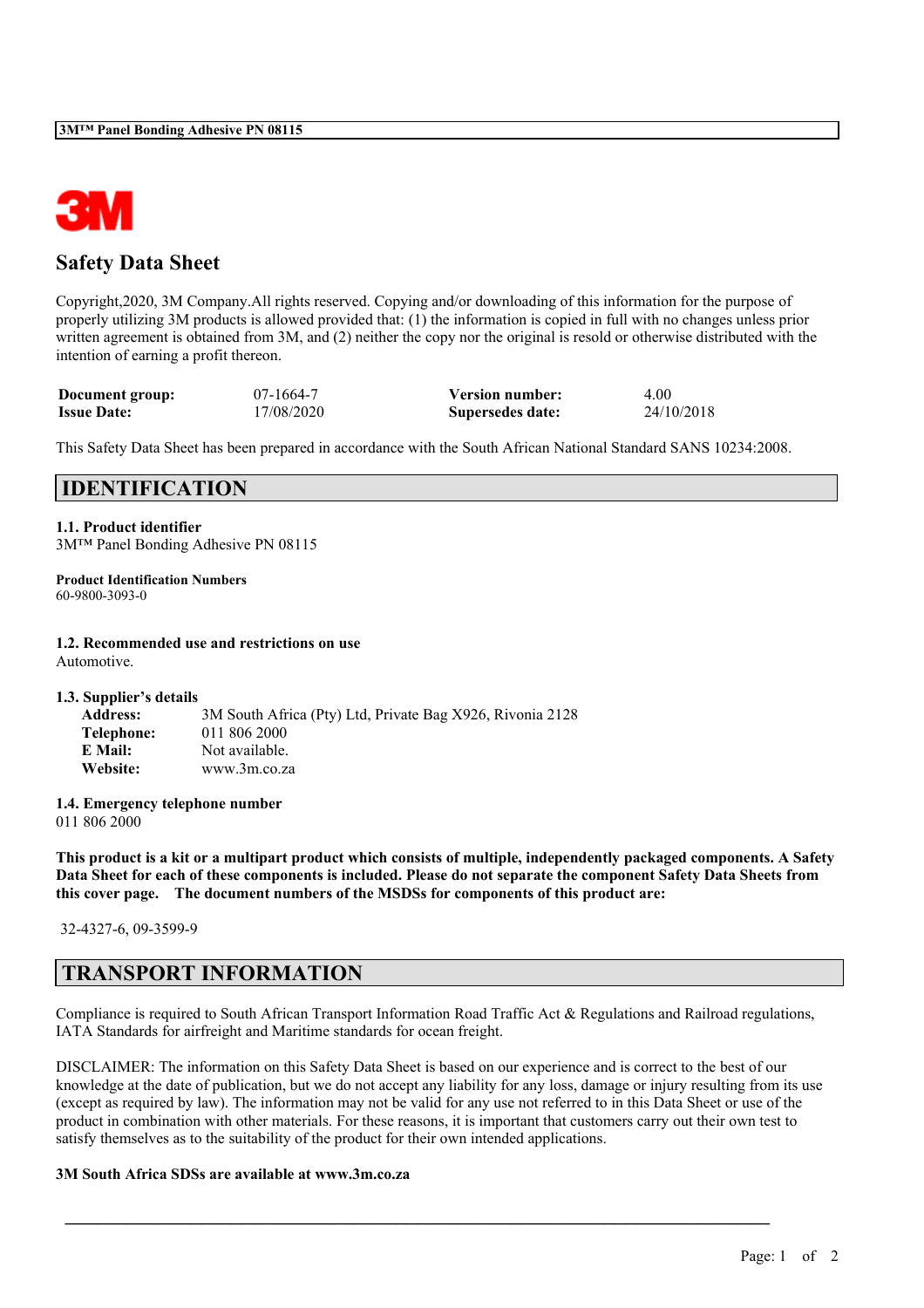# Safety Data Sheet

Copyright,2020, 3M Company.All rights reserved. Copying and/or downloading of this information for the purpose of properly utilizing 3M products is allowed provided that: (1) the information is copied in full with no changes unless prior written agreement is obtained from 3M, and (2) neither the copy nor the original is resold or otherwise distributed with the intention of earning a profit thereon.

| | | | |
|---|---|---|---|
| **Document group:** | 07-1664-7 | **Version number:** | 4.00 |
| **Issue Date:** | 17/08/2020 | **Supersedes date:** | 24/10/2018 |

This Safety Data Sheet has been prepared in accordance with the South African National Standard SANS 10234:2008.

## IDENTIFICATION

**1.1. Product identifier**
3M™ Panel Bonding Adhesive PN 08115

**Product Identification Numbers**
60-9800-3093-0

**1.2. Recommended use and restrictions on use**
Automotive.

**1.3. Supplier's details**

| | |
|---|---|
| **Address:** | 3M South Africa (Pty) Ltd, Private Bag X926, Rivonia 2128 |
| **Telephone:** | 011 806 2000 |
| **E Mail:** | Not available. |
| **Website:** | www.3m.co.za |

**1.4. Emergency telephone number**
011 806 2000

**This product is a kit or a multipart product which consists of multiple, independently packaged components. A Safety Data Sheet for each of these components is included. Please do not separate the component Safety Data Sheets from this cover page. The document numbers of the MSDSs for components of this product are:**

32-4327-6, 09-3599-9

## TRANSPORT INFORMATION

Compliance is required to South African Transport Information Road Traffic Act & Regulations and Railroad regulations, IATA Standards for airfreight and Maritime standards for ocean freight.

DISCLAIMER: The information on this Safety Data Sheet is based on our experience and is correct to the best of our knowledge at the date of publication, but we do not accept any liability for any loss, damage or injury resulting from its use (except as required by law). The information may not be valid for any use not referred to in this Data Sheet or use of the product in combination with other materials. For these reasons, it is important that customers carry out their own test to satisfy themselves as to the suitability of the product for their own intended applications.

**3M South Africa SDSs are available at www.3m.co.za**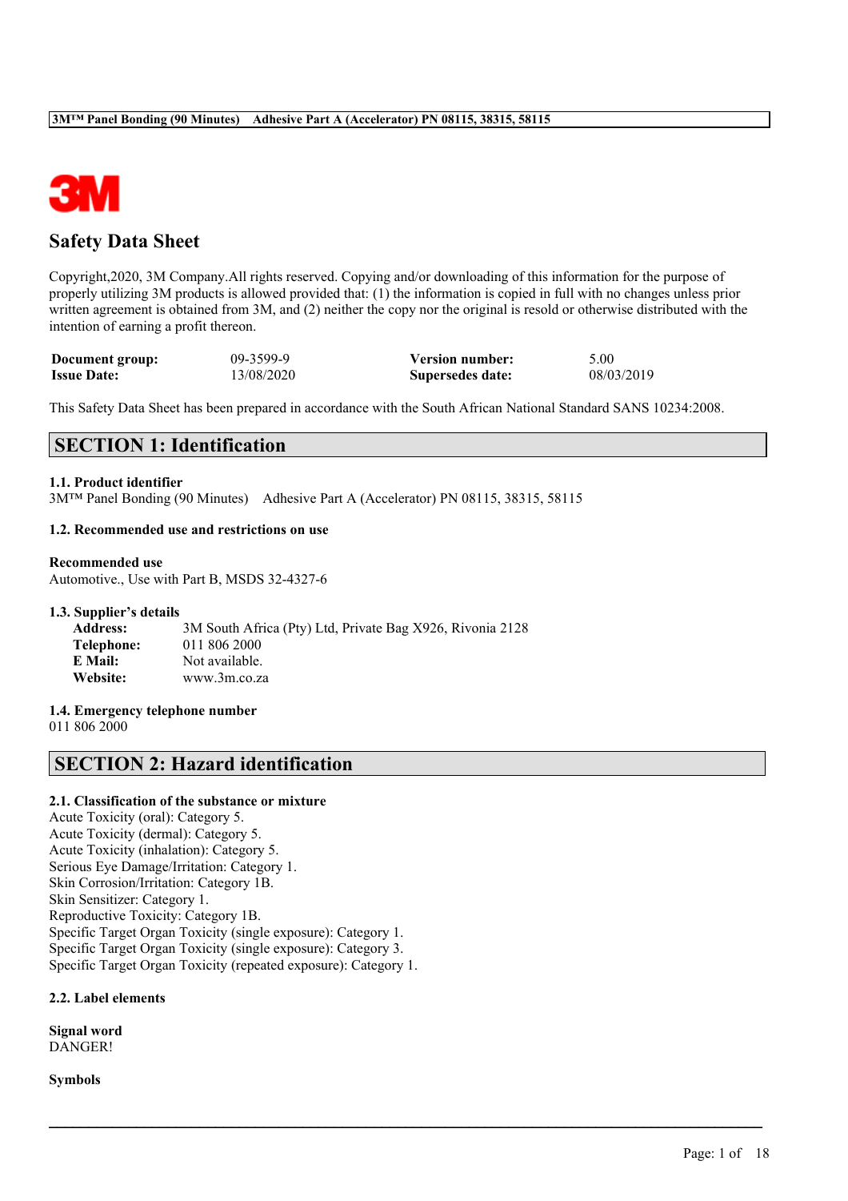# Safety Data Sheet

Copyright,2020, 3M Company.All rights reserved. Copying and/or downloading of this information for the purpose of properly utilizing 3M products is allowed provided that: (1) the information is copied in full with no changes unless prior written agreement is obtained from 3M, and (2) neither the copy nor the original is resold or otherwise distributed with the intention of earning a profit thereon.

| **Document group:** | 09-3599-9 | **Version number:** | 5.00 |
|---|---|---|---|
| **Issue Date:** | 13/08/2020 | **Supersedes date:** | 08/03/2019 |

This Safety Data Sheet has been prepared in accordance with the South African National Standard SANS 10234:2008.

## SECTION 1: Identification

**1.1. Product identifier**
3M™ Panel Bonding (90 Minutes)  Adhesive Part A (Accelerator) PN 08115, 38315, 58115

**1.2. Recommended use and restrictions on use**

**Recommended use**
Automotive., Use with Part B, MSDS 32-4327-6

**1.3. Supplier's details**

| | |
|---|---|
| **Address:** | 3M South Africa (Pty) Ltd, Private Bag X926, Rivonia 2128 |
| **Telephone:** | 011 806 2000 |
| **E Mail:** | Not available. |
| **Website:** | www.3m.co.za |

**1.4. Emergency telephone number**
011 806 2000

## SECTION 2: Hazard identification

**2.1. Classification of the substance or mixture**
Acute Toxicity (oral): Category 5.
Acute Toxicity (dermal): Category 5.
Acute Toxicity (inhalation): Category 5.
Serious Eye Damage/Irritation: Category 1.
Skin Corrosion/Irritation: Category 1B.
Skin Sensitizer: Category 1.
Reproductive Toxicity: Category 1B.
Specific Target Organ Toxicity (single exposure): Category 1.
Specific Target Organ Toxicity (single exposure): Category 3.
Specific Target Organ Toxicity (repeated exposure): Category 1.

**2.2. Label elements**

**Signal word**
DANGER!

**Symbols**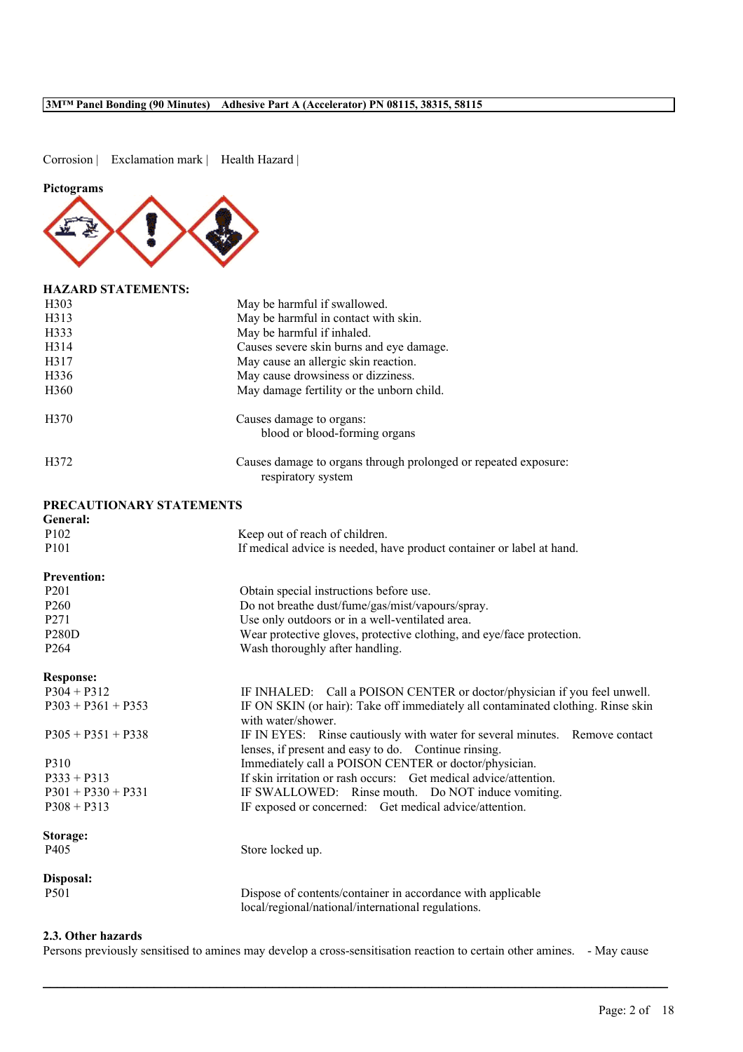Corrosion | Exclamation mark | Health Hazard |

**Pictograms**

**HAZARD STATEMENTS:**

| | |
|---|---|
| H303 | May be harmful if swallowed. |
| H313 | May be harmful in contact with skin. |
| H333 | May be harmful if inhaled. |
| H314 | Causes severe skin burns and eye damage. |
| H317 | May cause an allergic skin reaction. |
| H336 | May cause drowsiness or dizziness. |
| H360 | May damage fertility or the unborn child. |
| H370 | Causes damage to organs: blood or blood-forming organs |
| H372 | Causes damage to organs through prolonged or repeated exposure: respiratory system |

**PRECAUTIONARY STATEMENTS**

**General:**

| | |
|---|---|
| P102 | Keep out of reach of children. |
| P101 | If medical advice is needed, have product container or label at hand. |

**Prevention:**

| | |
|---|---|
| P201 | Obtain special instructions before use. |
| P260 | Do not breathe dust/fume/gas/mist/vapours/spray. |
| P271 | Use only outdoors or in a well-ventilated area. |
| P280D | Wear protective gloves, protective clothing, and eye/face protection. |
| P264 | Wash thoroughly after handling. |

**Response:**

| | |
|---|---|
| P304 + P312 | IF INHALED: Call a POISON CENTER or doctor/physician if you feel unwell. |
| P303 + P361 + P353 | IF ON SKIN (or hair): Take off immediately all contaminated clothing. Rinse skin with water/shower. |
| P305 + P351 + P338 | IF IN EYES: Rinse cautiously with water for several minutes. Remove contact lenses, if present and easy to do. Continue rinsing. |
| P310 | Immediately call a POISON CENTER or doctor/physician. |
| P333 + P313 | If skin irritation or rash occurs: Get medical advice/attention. |
| P301 + P330 + P331 | IF SWALLOWED: Rinse mouth. Do NOT induce vomiting. |
| P308 + P313 | IF exposed or concerned: Get medical advice/attention. |

**Storage:**

| | |
|---|---|
| P405 | Store locked up. |

**Disposal:**

| | |
|---|---|
| P501 | Dispose of contents/container in accordance with applicable local/regional/national/international regulations. |

### 2.3. Other hazards

Persons previously sensitised to amines may develop a cross-sensitisation reaction to certain other amines. - May cause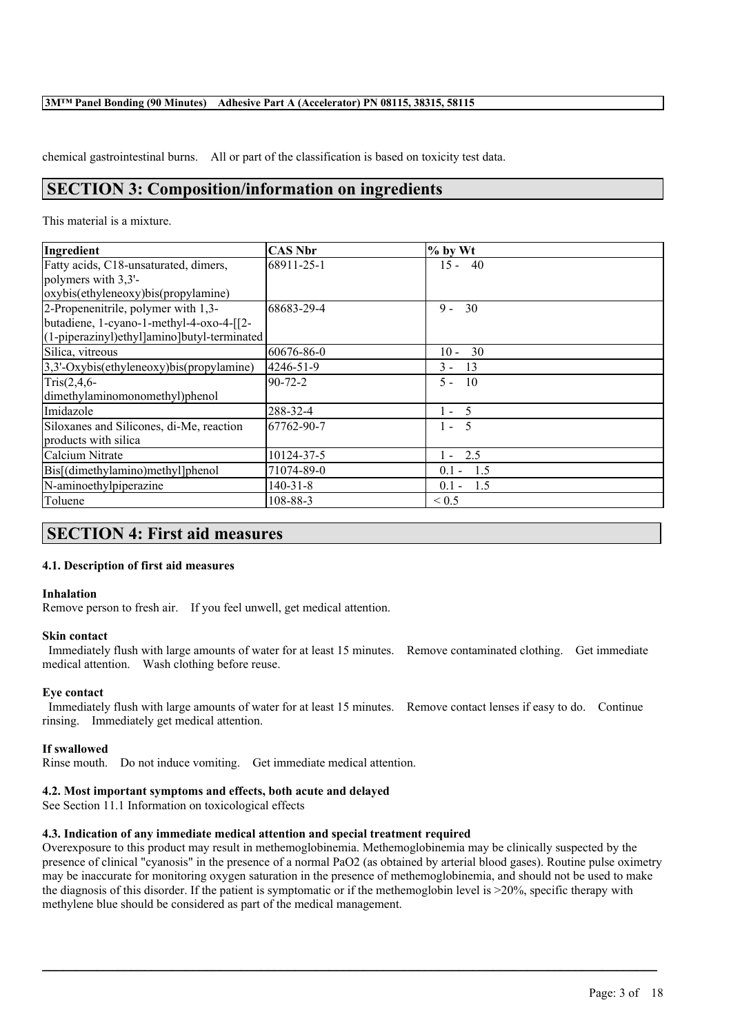chemical gastrointestinal burns. All or part of the classification is based on toxicity test data.

## SECTION 3: Composition/information on ingredients

This material is a mixture.

| Ingredient | CAS Nbr | % by Wt |
| --- | --- | --- |
| Fatty acids, C18-unsaturated, dimers, polymers with 3,3'-oxybis(ethyleneoxy)bis(propylamine) | 68911-25-1 | 15 - 40 |
| 2-Propenenitrile, polymer with 1,3-butadiene, 1-cyano-1-methyl-4-oxo-4-[[2-(1-piperazinyl)ethyl]amino]butyl-terminated | 68683-29-4 | 9 - 30 |
| Silica, vitreous | 60676-86-0 | 10 - 30 |
| 3,3'-Oxybis(ethyleneoxy)bis(propylamine) | 4246-51-9 | 3 - 13 |
| Tris(2,4,6-dimethylaminomonomethyl)phenol | 90-72-2 | 5 - 10 |
| Imidazole | 288-32-4 | 1 - 5 |
| Siloxanes and Silicones, di-Me, reaction products with silica | 67762-90-7 | 1 - 5 |
| Calcium Nitrate | 10124-37-5 | 1 - 2.5 |
| Bis[(dimethylamino)methyl]phenol | 71074-89-0 | 0.1 - 1.5 |
| N-aminoethylpiperazine | 140-31-8 | 0.1 - 1.5 |
| Toluene | 108-88-3 | < 0.5 |

## SECTION 4: First aid measures

### 4.1. Description of first aid measures

**Inhalation**

Remove person to fresh air. If you feel unwell, get medical attention.

**Skin contact**

Immediately flush with large amounts of water for at least 15 minutes. Remove contaminated clothing. Get immediate medical attention. Wash clothing before reuse.

**Eye contact**

Immediately flush with large amounts of water for at least 15 minutes. Remove contact lenses if easy to do. Continue rinsing. Immediately get medical attention.

**If swallowed**

Rinse mouth. Do not induce vomiting. Get immediate medical attention.

### 4.2. Most important symptoms and effects, both acute and delayed

See Section 11.1 Information on toxicological effects

### 4.3. Indication of any immediate medical attention and special treatment required

Overexposure to this product may result in methemoglobinemia. Methemoglobinemia may be clinically suspected by the presence of clinical "cyanosis" in the presence of a normal $PaO_2$ (as obtained by arterial blood gases). Routine pulse oximetry may be inaccurate for monitoring oxygen saturation in the presence of methemoglobinemia, and should not be used to make the diagnosis of this disorder. If the patient is symptomatic or if the methemoglobin level is >20%, specific therapy with methylene blue should be considered as part of the medical management.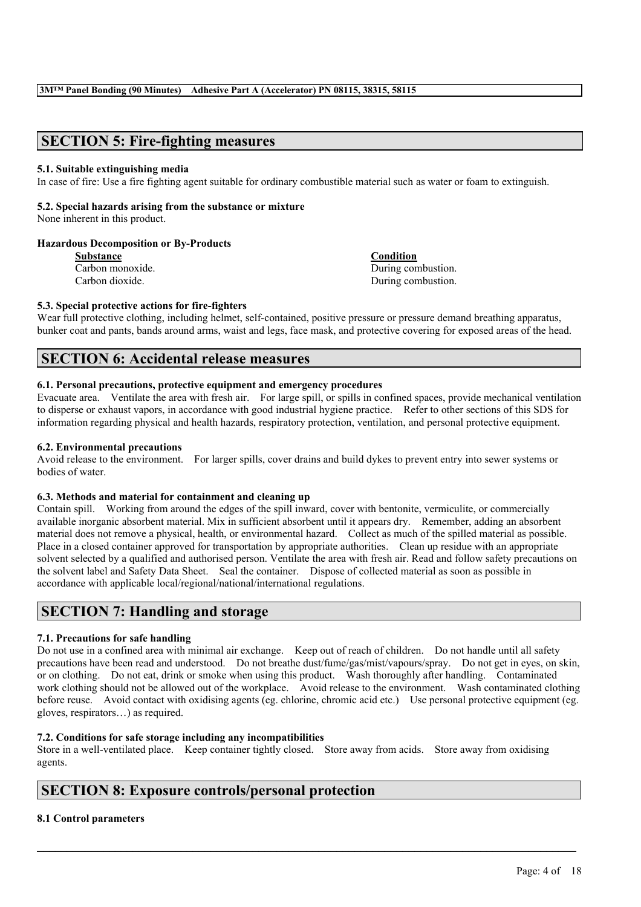## SECTION 5: Fire-fighting measures

**5.1. Suitable extinguishing media**

In case of fire: Use a fire fighting agent suitable for ordinary combustible material such as water or foam to extinguish.

**5.2. Special hazards arising from the substance or mixture**

None inherent in this product.

**Hazardous Decomposition or By-Products**

| **Substance** | **Condition** |
|---|---|
| Carbon monoxide. | During combustion. |
| Carbon dioxide. | During combustion. |

**5.3. Special protective actions for fire-fighters**

Wear full protective clothing, including helmet, self-contained, positive pressure or pressure demand breathing apparatus, bunker coat and pants, bands around arms, waist and legs, face mask, and protective covering for exposed areas of the head.

## SECTION 6: Accidental release measures

**6.1. Personal precautions, protective equipment and emergency procedures**

Evacuate area. Ventilate the area with fresh air. For large spill, or spills in confined spaces, provide mechanical ventilation to disperse or exhaust vapors, in accordance with good industrial hygiene practice. Refer to other sections of this SDS for information regarding physical and health hazards, respiratory protection, ventilation, and personal protective equipment.

**6.2. Environmental precautions**

Avoid release to the environment. For larger spills, cover drains and build dykes to prevent entry into sewer systems or bodies of water.

**6.3. Methods and material for containment and cleaning up**

Contain spill. Working from around the edges of the spill inward, cover with bentonite, vermiculite, or commercially available inorganic absorbent material. Mix in sufficient absorbent until it appears dry. Remember, adding an absorbent material does not remove a physical, health, or environmental hazard. Collect as much of the spilled material as possible. Place in a closed container approved for transportation by appropriate authorities. Clean up residue with an appropriate solvent selected by a qualified and authorised person. Ventilate the area with fresh air. Read and follow safety precautions on the solvent label and Safety Data Sheet. Seal the container. Dispose of collected material as soon as possible in accordance with applicable local/regional/national/international regulations.

## SECTION 7: Handling and storage

**7.1. Precautions for safe handling**

Do not use in a confined area with minimal air exchange. Keep out of reach of children. Do not handle until all safety precautions have been read and understood. Do not breathe dust/fume/gas/mist/vapours/spray. Do not get in eyes, on skin, or on clothing. Do not eat, drink or smoke when using this product. Wash thoroughly after handling. Contaminated work clothing should not be allowed out of the workplace. Avoid release to the environment. Wash contaminated clothing before reuse. Avoid contact with oxidising agents (eg. chlorine, chromic acid etc.) Use personal protective equipment (eg. gloves, respirators…) as required.

**7.2. Conditions for safe storage including any incompatibilities**

Store in a well-ventilated place. Keep container tightly closed. Store away from acids. Store away from oxidising agents.

## SECTION 8: Exposure controls/personal protection

**8.1 Control parameters**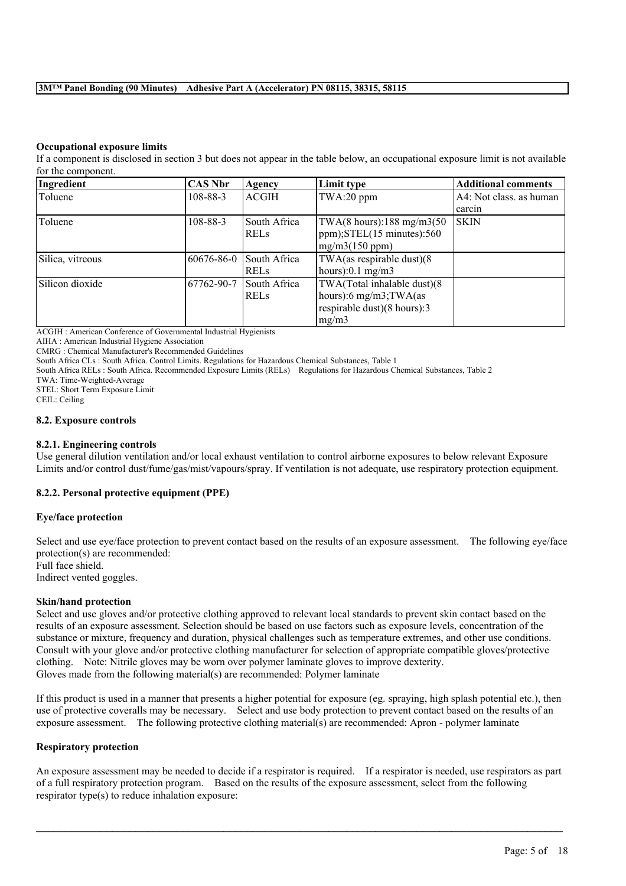#### Occupational exposure limits

If a component is disclosed in section 3 but does not appear in the table below, an occupational exposure limit is not available for the component.

| Ingredient | CAS Nbr | Agency | Limit type | Additional comments |
|---|---|---|---|---|
| Toluene | 108-88-3 | ACGIH | TWA:20 ppm | A4: Not class. as human carcin |
| Toluene | 108-88-3 | South Africa RELs | TWA(8 hours):188 mg/m3(50 ppm);STEL(15 minutes):560 mg/m3(150 ppm) | SKIN |
| Silica, vitreous | 60676-86-0 | South Africa RELs | TWA(as respirable dust)(8 hours):0.1 mg/m3 | |
| Silicon dioxide | 67762-90-7 | South Africa RELs | TWA(Total inhalable dust)(8 hours):6 mg/m3;TWA(as respirable dust)(8 hours):3 mg/m3 | |

ACGIH : American Conference of Governmental Industrial Hygienists
AIHA : American Industrial Hygiene Association
CMRG : Chemical Manufacturer's Recommended Guidelines
South Africa CLs : South Africa. Control Limits. Regulations for Hazardous Chemical Substances, Table 1
South Africa RELs : South Africa. Recommended Exposure Limits (RELs) Regulations for Hazardous Chemical Substances, Table 2
TWA: Time-Weighted-Average
STEL: Short Term Exposure Limit
CEIL: Ceiling

### 8.2. Exposure controls

#### 8.2.1. Engineering controls

Use general dilution ventilation and/or local exhaust ventilation to control airborne exposures to below relevant Exposure Limits and/or control dust/fume/gas/mist/vapours/spray. If ventilation is not adequate, use respiratory protection equipment.

#### 8.2.2. Personal protective equipment (PPE)

**Eye/face protection**

Select and use eye/face protection to prevent contact based on the results of an exposure assessment. The following eye/face protection(s) are recommended:
Full face shield.
Indirect vented goggles.

**Skin/hand protection**

Select and use gloves and/or protective clothing approved to relevant local standards to prevent skin contact based on the results of an exposure assessment. Selection should be based on use factors such as exposure levels, concentration of the substance or mixture, frequency and duration, physical challenges such as temperature extremes, and other use conditions. Consult with your glove and/or protective clothing manufacturer for selection of appropriate compatible gloves/protective clothing. Note: Nitrile gloves may be worn over polymer laminate gloves to improve dexterity.
Gloves made from the following material(s) are recommended: Polymer laminate

If this product is used in a manner that presents a higher potential for exposure (eg. spraying, high splash potential etc.), then use of protective coveralls may be necessary. Select and use body protection to prevent contact based on the results of an exposure assessment. The following protective clothing material(s) are recommended: Apron - polymer laminate

**Respiratory protection**

An exposure assessment may be needed to decide if a respirator is required. If a respirator is needed, use respirators as part of a full respiratory protection program. Based on the results of the exposure assessment, select from the following respirator type(s) to reduce inhalation exposure: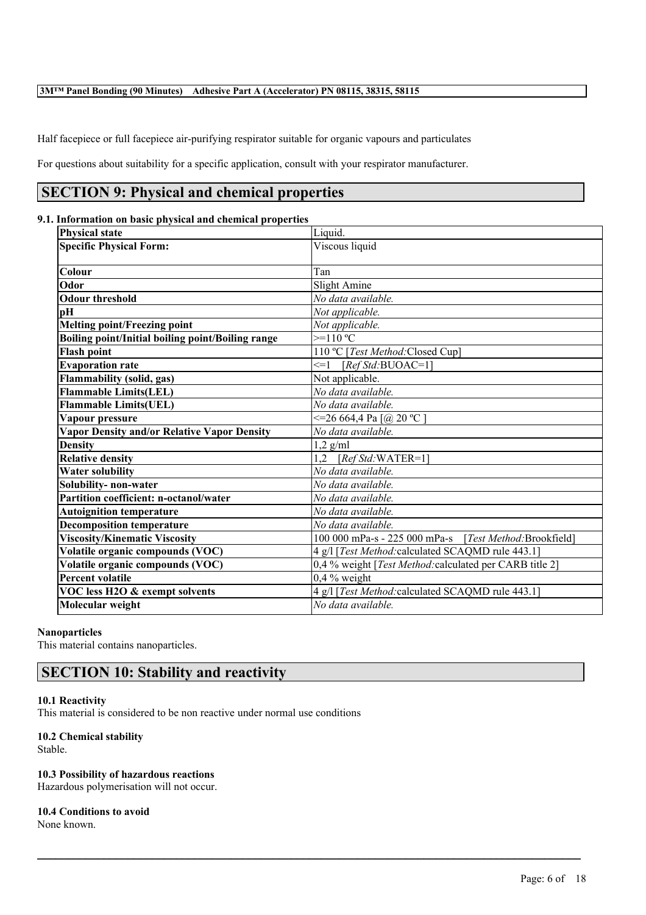Half facepiece or full facepiece air-purifying respirator suitable for organic vapours and particulates

For questions about suitability for a specific application, consult with your respirator manufacturer.

## SECTION 9: Physical and chemical properties

### 9.1. Information on basic physical and chemical properties

| | |
|---|---|
| **Physical state** | Liquid. |
| **Specific Physical Form:** | Viscous liquid |
| **Colour** | Tan |
| **Odor** | Slight Amine |
| **Odour threshold** | *No data available.* |
| **pH** | *Not applicable.* |
| **Melting point/Freezing point** | *Not applicable.* |
| **Boiling point/Initial boiling point/Boiling range** | >=110 ºC |
| **Flash point** | 110 ºC [*Test Method:*Closed Cup] |
| **Evaporation rate** | <=1 [*Ref Std:*BUOAC=1] |
| **Flammability (solid, gas)** | Not applicable. |
| **Flammable Limits(LEL)** | *No data available.* |
| **Flammable Limits(UEL)** | *No data available.* |
| **Vapour pressure** | <=26 664,4 Pa [@ 20 ºC ] |
| **Vapor Density and/or Relative Vapor Density** | *No data available.* |
| **Density** | 1,2 g/ml |
| **Relative density** | 1,2 [*Ref Std:*WATER=1] |
| **Water solubility** | *No data available.* |
| **Solubility- non-water** | *No data available.* |
| **Partition coefficient: n-octanol/water** | *No data available.* |
| **Autoignition temperature** | *No data available.* |
| **Decomposition temperature** | *No data available.* |
| **Viscosity/Kinematic Viscosity** | 100 000 mPa-s - 225 000 mPa-s [*Test Method:*Brookfield] |
| **Volatile organic compounds (VOC)** | 4 g/l [*Test Method:*calculated SCAQMD rule 443.1] |
| **Volatile organic compounds (VOC)** | 0,4 % weight [*Test Method:*calculated per CARB title 2] |
| **Percent volatile** | 0,4 % weight |
| **VOC less H2O & exempt solvents** | 4 g/l [*Test Method:*calculated SCAQMD rule 443.1] |
| **Molecular weight** | *No data available.* |

**Nanoparticles**
This material contains nanoparticles.

## SECTION 10: Stability and reactivity

**10.1 Reactivity**
This material is considered to be non reactive under normal use conditions

**10.2 Chemical stability**
Stable.

**10.3 Possibility of hazardous reactions**
Hazardous polymerisation will not occur.

**10.4 Conditions to avoid**
None known.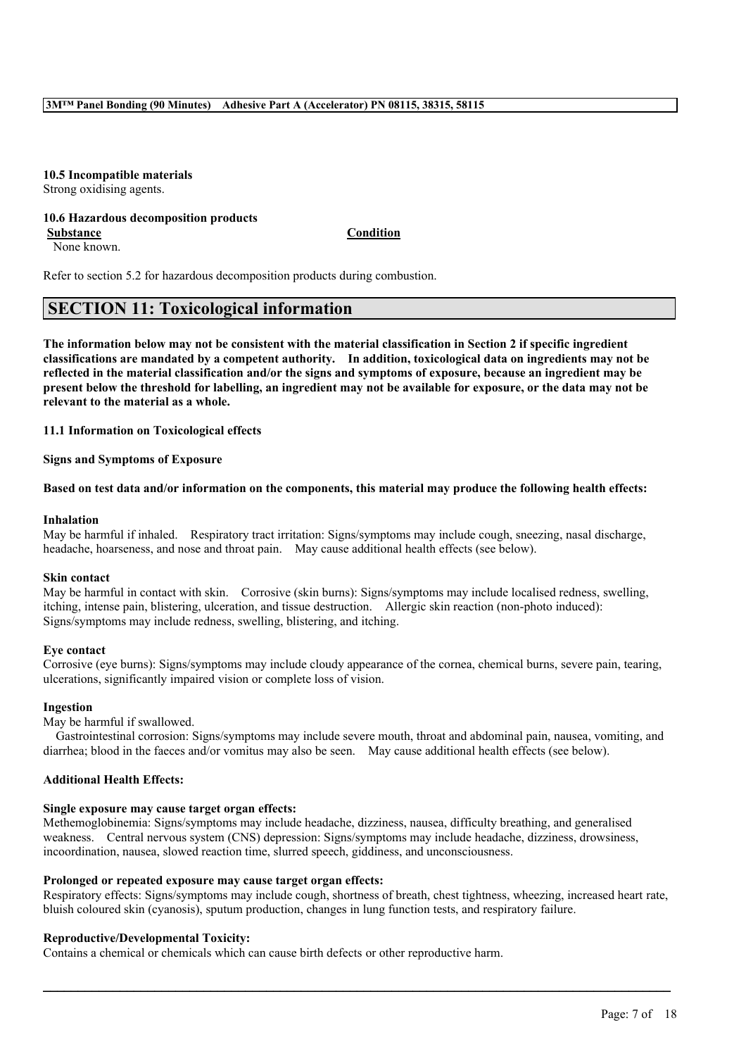#### 10.5 Incompatible materials

Strong oxidising agents.

#### 10.6 Hazardous decomposition products

| Substance | Condition |
| --- | --- |
| None known. | |

Refer to section 5.2 for hazardous decomposition products during combustion.

## SECTION 11: Toxicological information

**The information below may not be consistent with the material classification in Section 2 if specific ingredient classifications are mandated by a competent authority. In addition, toxicological data on ingredients may not be reflected in the material classification and/or the signs and symptoms of exposure, because an ingredient may be present below the threshold for labelling, an ingredient may not be available for exposure, or the data may not be relevant to the material as a whole.**

**11.1 Information on Toxicological effects**

**Signs and Symptoms of Exposure**

**Based on test data and/or information on the components, this material may produce the following health effects:**

**Inhalation**

May be harmful if inhaled. Respiratory tract irritation: Signs/symptoms may include cough, sneezing, nasal discharge, headache, hoarseness, and nose and throat pain. May cause additional health effects (see below).

**Skin contact**

May be harmful in contact with skin. Corrosive (skin burns): Signs/symptoms may include localised redness, swelling, itching, intense pain, blistering, ulceration, and tissue destruction. Allergic skin reaction (non-photo induced): Signs/symptoms may include redness, swelling, blistering, and itching.

**Eye contact**

Corrosive (eye burns): Signs/symptoms may include cloudy appearance of the cornea, chemical burns, severe pain, tearing, ulcerations, significantly impaired vision or complete loss of vision.

**Ingestion**

May be harmful if swallowed.
Gastrointestinal corrosion: Signs/symptoms may include severe mouth, throat and abdominal pain, nausea, vomiting, and diarrhea; blood in the faeces and/or vomitus may also be seen. May cause additional health effects (see below).

**Additional Health Effects:**

**Single exposure may cause target organ effects:**

Methemoglobinemia: Signs/symptoms may include headache, dizziness, nausea, difficulty breathing, and generalised weakness. Central nervous system (CNS) depression: Signs/symptoms may include headache, dizziness, drowsiness, incoordination, nausea, slowed reaction time, slurred speech, giddiness, and unconsciousness.

**Prolonged or repeated exposure may cause target organ effects:**

Respiratory effects: Signs/symptoms may include cough, shortness of breath, chest tightness, wheezing, increased heart rate, bluish coloured skin (cyanosis), sputum production, changes in lung function tests, and respiratory failure.

**Reproductive/Developmental Toxicity:**

Contains a chemical or chemicals which can cause birth defects or other reproductive harm.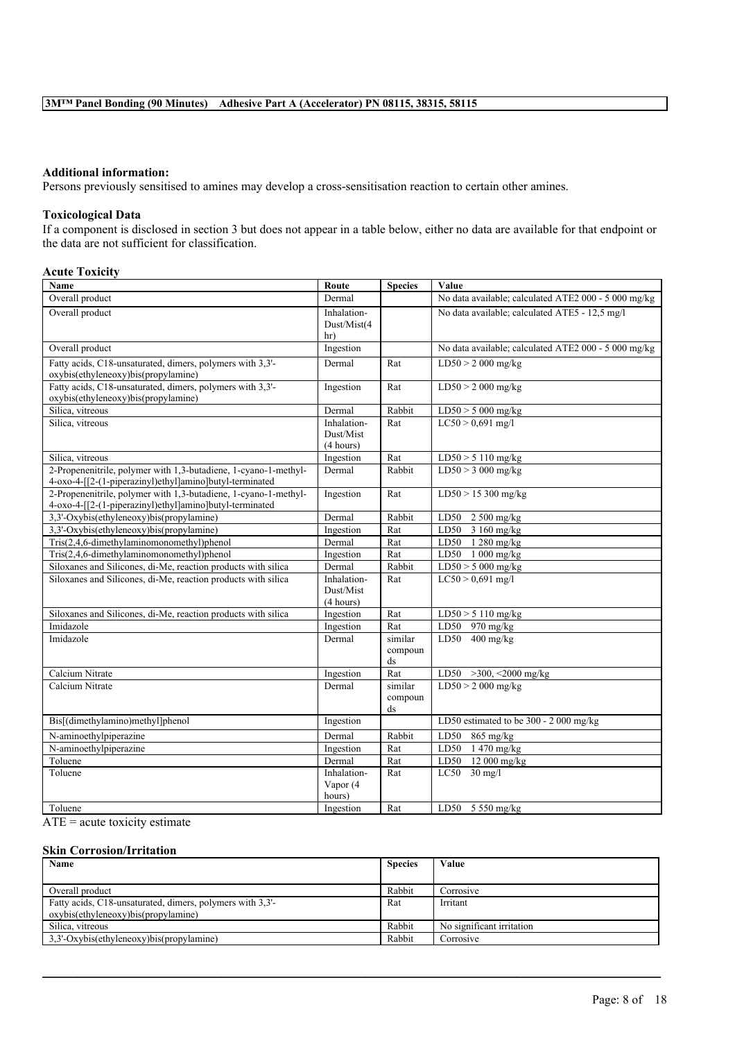**Additional information:**

Persons previously sensitised to amines may develop a cross-sensitisation reaction to certain other amines.

**Toxicological Data**

If a component is disclosed in section 3 but does not appear in a table below, either no data are available for that endpoint or the data are not sufficient for classification.

**Acute Toxicity**

| Name | Route | Species | Value |
|---|---|---|---|
| Overall product | Dermal | | No data available; calculated ATE2 000 - 5 000 mg/kg |
| Overall product | Inhalation-Dust/Mist(4 hr) | | No data available; calculated ATE5 - 12,5 mg/l |
| Overall product | Ingestion | | No data available; calculated ATE2 000 - 5 000 mg/kg |
| Fatty acids, C18-unsaturated, dimers, polymers with 3,3'-oxybis(ethyleneoxy)bis(propylamine) | Dermal | Rat | LD50 > 2 000 mg/kg |
| Fatty acids, C18-unsaturated, dimers, polymers with 3,3'-oxybis(ethyleneoxy)bis(propylamine) | Ingestion | Rat | LD50 > 2 000 mg/kg |
| Silica, vitreous | Dermal | Rabbit | LD50 > 5 000 mg/kg |
| Silica, vitreous | Inhalation-Dust/Mist (4 hours) | Rat | LC50 > 0,691 mg/l |
| Silica, vitreous | Ingestion | Rat | LD50 > 5 110 mg/kg |
| 2-Propenenitrile, polymer with 1,3-butadiene, 1-cyano-1-methyl-4-oxo-4-[[2-(1-piperazinyl)ethyl]amino]butyl-terminated | Dermal | Rabbit | LD50 > 3 000 mg/kg |
| 2-Propenenitrile, polymer with 1,3-butadiene, 1-cyano-1-methyl-4-oxo-4-[[2-(1-piperazinyl)ethyl]amino]butyl-terminated | Ingestion | Rat | LD50 > 15 300 mg/kg |
| 3,3'-Oxybis(ethyleneoxy)bis(propylamine) | Dermal | Rabbit | LD50 2 500 mg/kg |
| 3,3'-Oxybis(ethyleneoxy)bis(propylamine) | Ingestion | Rat | LD50 3 160 mg/kg |
| Tris(2,4,6-dimethylaminomonomethyl)phenol | Dermal | Rat | LD50 1 280 mg/kg |
| Tris(2,4,6-dimethylaminomonomethyl)phenol | Ingestion | Rat | LD50 1 000 mg/kg |
| Siloxanes and Silicones, di-Me, reaction products with silica | Dermal | Rabbit | LD50 > 5 000 mg/kg |
| Siloxanes and Silicones, di-Me, reaction products with silica | Inhalation-Dust/Mist (4 hours) | Rat | LC50 > 0,691 mg/l |
| Siloxanes and Silicones, di-Me, reaction products with silica | Ingestion | Rat | LD50 > 5 110 mg/kg |
| Imidazole | Ingestion | Rat | LD50 970 mg/kg |
| Imidazole | Dermal | similar compounds | LD50 400 mg/kg |
| Calcium Nitrate | Ingestion | Rat | LD50 >300, <2000 mg/kg |
| Calcium Nitrate | Dermal | similar compounds | LD50 > 2 000 mg/kg |
| Bis[(dimethylamino)methyl]phenol | Ingestion | | LD50 estimated to be 300 - 2 000 mg/kg |
| N-aminoethylpiperazine | Dermal | Rabbit | LD50 865 mg/kg |
| N-aminoethylpiperazine | Ingestion | Rat | LD50 1 470 mg/kg |
| Toluene | Dermal | Rat | LD50 12 000 mg/kg |
| Toluene | Inhalation-Vapor (4 hours) | Rat | LC50 30 mg/l |
| Toluene | Ingestion | Rat | LD50 5 550 mg/kg |

ATE = acute toxicity estimate

**Skin Corrosion/Irritation**

| Name | Species | Value |
|---|---|---|
| Overall product | Rabbit | Corrosive |
| Fatty acids, C18-unsaturated, dimers, polymers with 3,3'-oxybis(ethyleneoxy)bis(propylamine) | Rat | Irritant |
| Silica, vitreous | Rabbit | No significant irritation |
| 3,3'-Oxybis(ethyleneoxy)bis(propylamine) | Rabbit | Corrosive |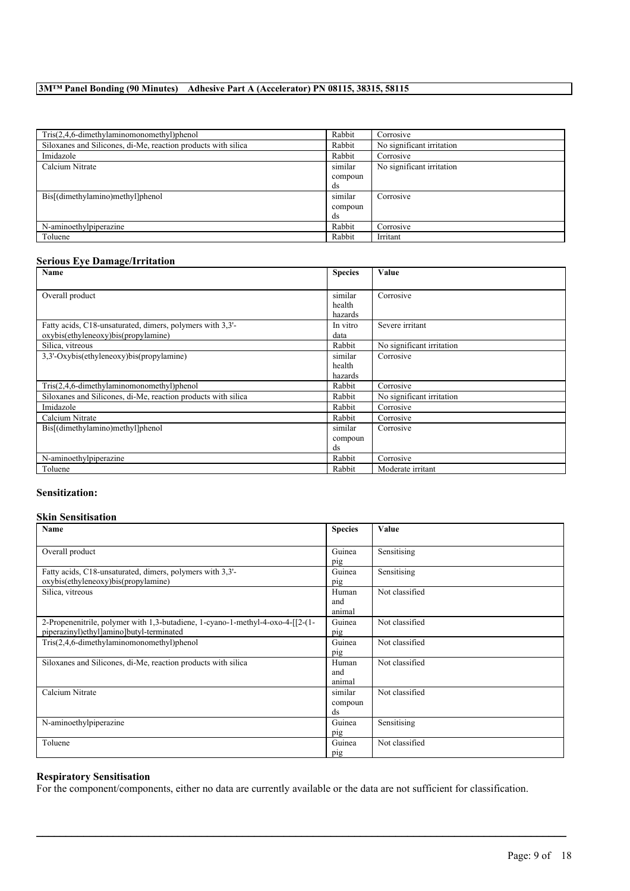| Tris(2,4,6-dimethylaminomonomethyl)phenol | Rabbit | Corrosive |
|---|---|---|
| Siloxanes and Silicones, di-Me, reaction products with silica | Rabbit | No significant irritation |
| Imidazole | Rabbit | Corrosive |
| Calcium Nitrate | similar compounds | No significant irritation |
| Bis[(dimethylamino)methyl]phenol | similar compounds | Corrosive |
| N-aminoethylpiperazine | Rabbit | Corrosive |
| Toluene | Rabbit | Irritant |

### Serious Eye Damage/Irritation

| Name | Species | Value |
|---|---|---|
| Overall product | similar health hazards | Corrosive |
| Fatty acids, C18-unsaturated, dimers, polymers with 3,3'-oxybis(ethyleneoxy)bis(propylamine) | In vitro data | Severe irritant |
| Silica, vitreous | Rabbit | No significant irritation |
| 3,3'-Oxybis(ethyleneoxy)bis(propylamine) | similar health hazards | Corrosive |
| Tris(2,4,6-dimethylaminomonomethyl)phenol | Rabbit | Corrosive |
| Siloxanes and Silicones, di-Me, reaction products with silica | Rabbit | No significant irritation |
| Imidazole | Rabbit | Corrosive |
| Calcium Nitrate | Rabbit | Corrosive |
| Bis[(dimethylamino)methyl]phenol | similar compounds | Corrosive |
| N-aminoethylpiperazine | Rabbit | Corrosive |
| Toluene | Rabbit | Moderate irritant |

### Sensitization:

### Skin Sensitisation

| Name | Species | Value |
|---|---|---|
| Overall product | Guinea pig | Sensitising |
| Fatty acids, C18-unsaturated, dimers, polymers with 3,3'-oxybis(ethyleneoxy)bis(propylamine) | Guinea pig | Sensitising |
| Silica, vitreous | Human and animal | Not classified |
| 2-Propenenitrile, polymer with 1,3-butadiene, 1-cyano-1-methyl-4-oxo-4-[[2-(1-piperazinyl)ethyl]amino]butyl-terminated | Guinea pig | Not classified |
| Tris(2,4,6-dimethylaminomonomethyl)phenol | Guinea pig | Not classified |
| Siloxanes and Silicones, di-Me, reaction products with silica | Human and animal | Not classified |
| Calcium Nitrate | similar compounds | Not classified |
| N-aminoethylpiperazine | Guinea pig | Sensitising |
| Toluene | Guinea pig | Not classified |

### Respiratory Sensitisation

For the component/components, either no data are currently available or the data are not sufficient for classification.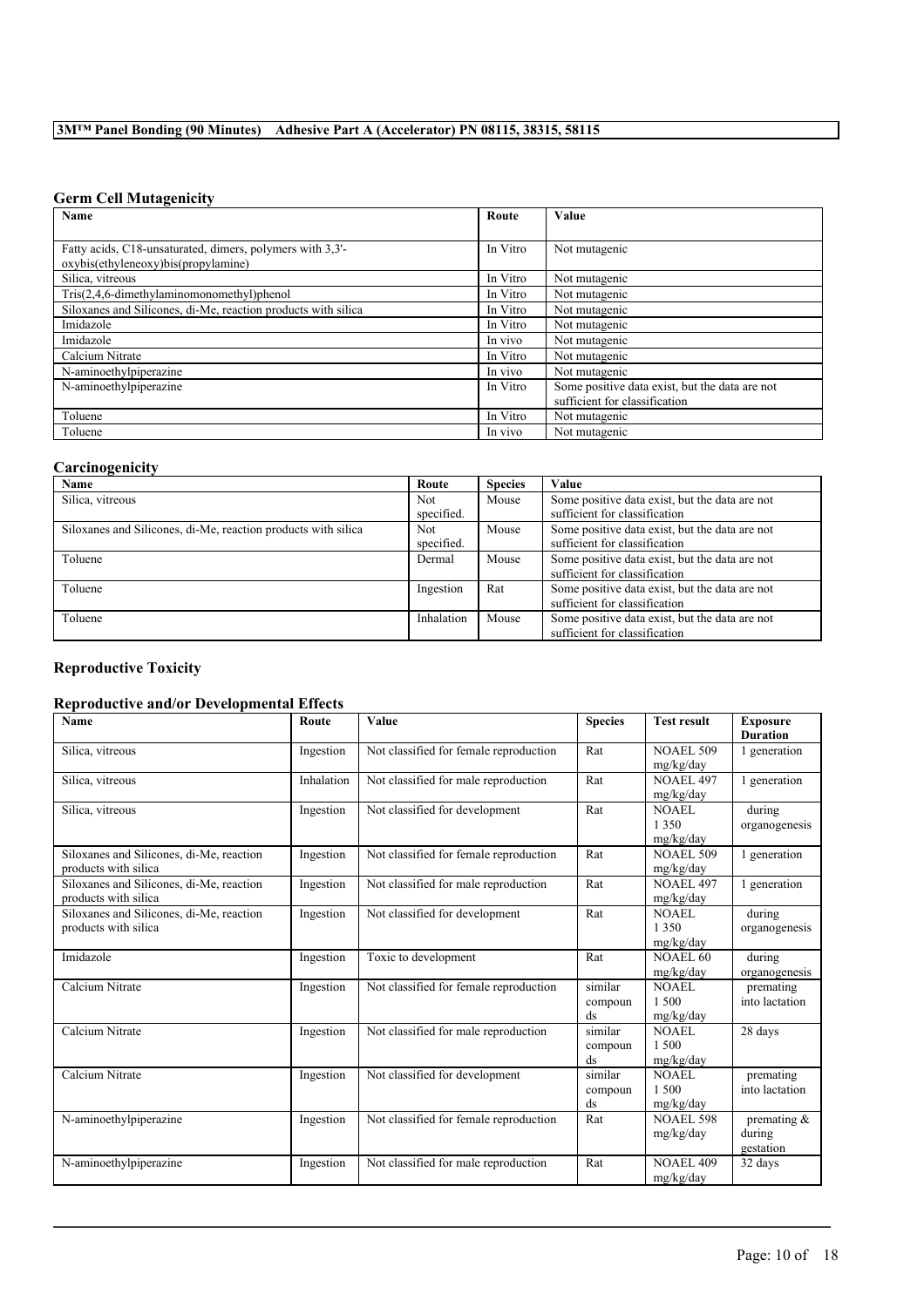## Germ Cell Mutagenicity

| Name | Route | Value |
|---|---|---|
| Fatty acids, C18-unsaturated, dimers, polymers with 3,3'-oxybis(ethyleneoxy)bis(propylamine) | In Vitro | Not mutagenic |
| Silica, vitreous | In Vitro | Not mutagenic |
| Tris(2,4,6-dimethylaminomonomethyl)phenol | In Vitro | Not mutagenic |
| Siloxanes and Silicones, di-Me, reaction products with silica | In Vitro | Not mutagenic |
| Imidazole | In Vitro | Not mutagenic |
| Imidazole | In vivo | Not mutagenic |
| Calcium Nitrate | In Vitro | Not mutagenic |
| N-aminoethylpiperazine | In vivo | Not mutagenic |
| N-aminoethylpiperazine | In Vitro | Some positive data exist, but the data are not sufficient for classification |
| Toluene | In Vitro | Not mutagenic |
| Toluene | In vivo | Not mutagenic |

## Carcinogenicity

| Name | Route | Species | Value |
|---|---|---|---|
| Silica, vitreous | Not specified. | Mouse | Some positive data exist, but the data are not sufficient for classification |
| Siloxanes and Silicones, di-Me, reaction products with silica | Not specified. | Mouse | Some positive data exist, but the data are not sufficient for classification |
| Toluene | Dermal | Mouse | Some positive data exist, but the data are not sufficient for classification |
| Toluene | Ingestion | Rat | Some positive data exist, but the data are not sufficient for classification |
| Toluene | Inhalation | Mouse | Some positive data exist, but the data are not sufficient for classification |

## Reproductive Toxicity

### Reproductive and/or Developmental Effects

| Name | Route | Value | Species | Test result | Exposure Duration |
|---|---|---|---|---|---|
| Silica, vitreous | Ingestion | Not classified for female reproduction | Rat | NOAEL 509 mg/kg/day | 1 generation |
| Silica, vitreous | Inhalation | Not classified for male reproduction | Rat | NOAEL 497 mg/kg/day | 1 generation |
| Silica, vitreous | Ingestion | Not classified for development | Rat | NOAEL 1 350 mg/kg/day | during organogenesis |
| Siloxanes and Silicones, di-Me, reaction products with silica | Ingestion | Not classified for female reproduction | Rat | NOAEL 509 mg/kg/day | 1 generation |
| Siloxanes and Silicones, di-Me, reaction products with silica | Ingestion | Not classified for male reproduction | Rat | NOAEL 497 mg/kg/day | 1 generation |
| Siloxanes and Silicones, di-Me, reaction products with silica | Ingestion | Not classified for development | Rat | NOAEL 1 350 mg/kg/day | during organogenesis |
| Imidazole | Ingestion | Toxic to development | Rat | NOAEL 60 mg/kg/day | during organogenesis |
| Calcium Nitrate | Ingestion | Not classified for female reproduction | similar compounds | NOAEL 1 500 mg/kg/day | premating into lactation |
| Calcium Nitrate | Ingestion | Not classified for male reproduction | similar compounds | NOAEL 1 500 mg/kg/day | 28 days |
| Calcium Nitrate | Ingestion | Not classified for development | similar compounds | NOAEL 1 500 mg/kg/day | premating into lactation |
| N-aminoethylpiperazine | Ingestion | Not classified for female reproduction | Rat | NOAEL 598 mg/kg/day | premating & during gestation |
| N-aminoethylpiperazine | Ingestion | Not classified for male reproduction | Rat | NOAEL 409 mg/kg/day | 32 days |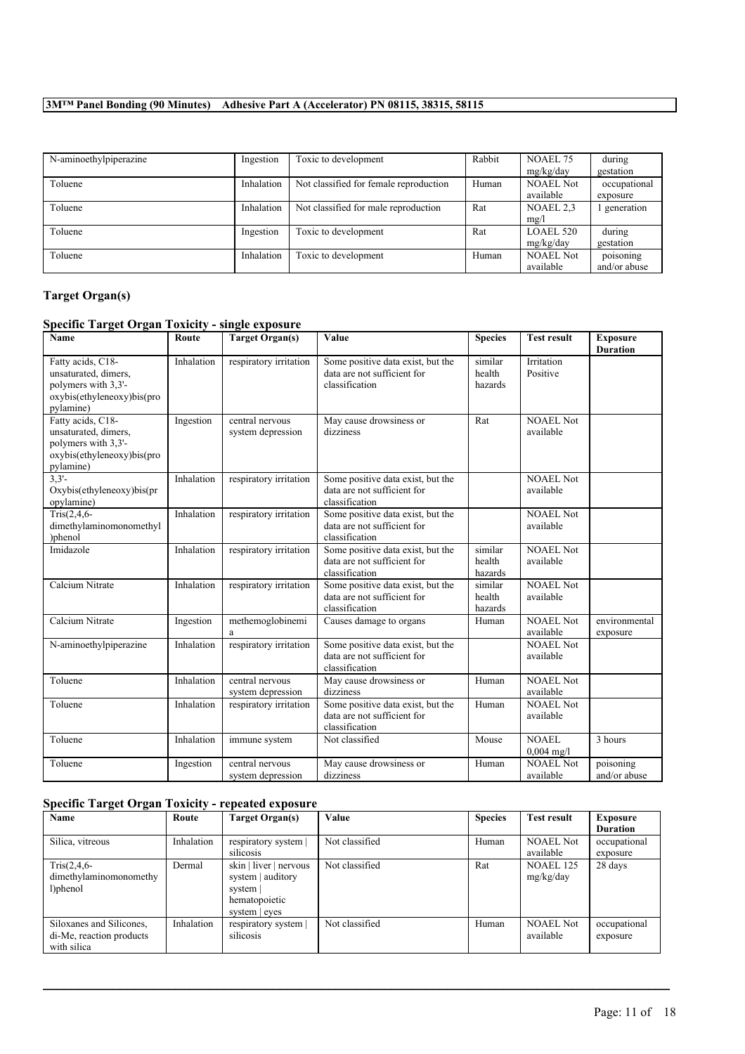| N-aminoethylpiperazine | Ingestion | Toxic to development | Rabbit | NOAEL 75 mg/kg/day | during gestation |
|---|---|---|---|---|---|
| Toluene | Inhalation | Not classified for female reproduction | Human | NOAEL Not available | occupational exposure |
| Toluene | Inhalation | Not classified for male reproduction | Rat | NOAEL 2,3 mg/l | 1 generation |
| Toluene | Ingestion | Toxic to development | Rat | LOAEL 520 mg/kg/day | during gestation |
| Toluene | Inhalation | Toxic to development | Human | NOAEL Not available | poisoning and/or abuse |

## Target Organ(s)

### Specific Target Organ Toxicity - single exposure

| Name | Route | Target Organ(s) | Value | Species | Test result | Exposure Duration |
|---|---|---|---|---|---|---|
| Fatty acids, C18-unsaturated, dimers, polymers with 3,3'-oxybis(ethyleneoxy)bis(propylamine) | Inhalation | respiratory irritation | Some positive data exist, but the data are not sufficient for classification | similar health hazards | Irritation Positive | |
| Fatty acids, C18-unsaturated, dimers, polymers with 3,3'-oxybis(ethyleneoxy)bis(propylamine) | Ingestion | central nervous system depression | May cause drowsiness or dizziness | Rat | NOAEL Not available | |
| 3,3'-Oxybis(ethyleneoxy)bis(propylamine) | Inhalation | respiratory irritation | Some positive data exist, but the data are not sufficient for classification | | NOAEL Not available | |
| Tris(2,4,6-dimethylaminomonomethyl)phenol | Inhalation | respiratory irritation | Some positive data exist, but the data are not sufficient for classification | | NOAEL Not available | |
| Imidazole | Inhalation | respiratory irritation | Some positive data exist, but the data are not sufficient for classification | similar health hazards | NOAEL Not available | |
| Calcium Nitrate | Inhalation | respiratory irritation | Some positive data exist, but the data are not sufficient for classification | similar health hazards | NOAEL Not available | |
| Calcium Nitrate | Ingestion | methemoglobinemia | Causes damage to organs | Human | NOAEL Not available | environmental exposure |
| N-aminoethylpiperazine | Inhalation | respiratory irritation | Some positive data exist, but the data are not sufficient for classification | | NOAEL Not available | |
| Toluene | Inhalation | central nervous system depression | May cause drowsiness or dizziness | Human | NOAEL Not available | |
| Toluene | Inhalation | respiratory irritation | Some positive data exist, but the data are not sufficient for classification | Human | NOAEL Not available | |
| Toluene | Inhalation | immune system | Not classified | Mouse | NOAEL 0,004 mg/l | 3 hours |
| Toluene | Ingestion | central nervous system depression | May cause drowsiness or dizziness | Human | NOAEL Not available | poisoning and/or abuse |

### Specific Target Organ Toxicity - repeated exposure

| Name | Route | Target Organ(s) | Value | Species | Test result | Exposure Duration |
|---|---|---|---|---|---|---|
| Silica, vitreous | Inhalation | respiratory system \| silicosis | Not classified | Human | NOAEL Not available | occupational exposure |
| Tris(2,4,6-dimethylaminomonomethyl)phenol | Dermal | skin \| liver \| nervous system \| auditory system \| hematopoietic system \| eyes | Not classified | Rat | NOAEL 125 mg/kg/day | 28 days |
| Siloxanes and Silicones, di-Me, reaction products with silica | Inhalation | respiratory system \| silicosis | Not classified | Human | NOAEL Not available | occupational exposure |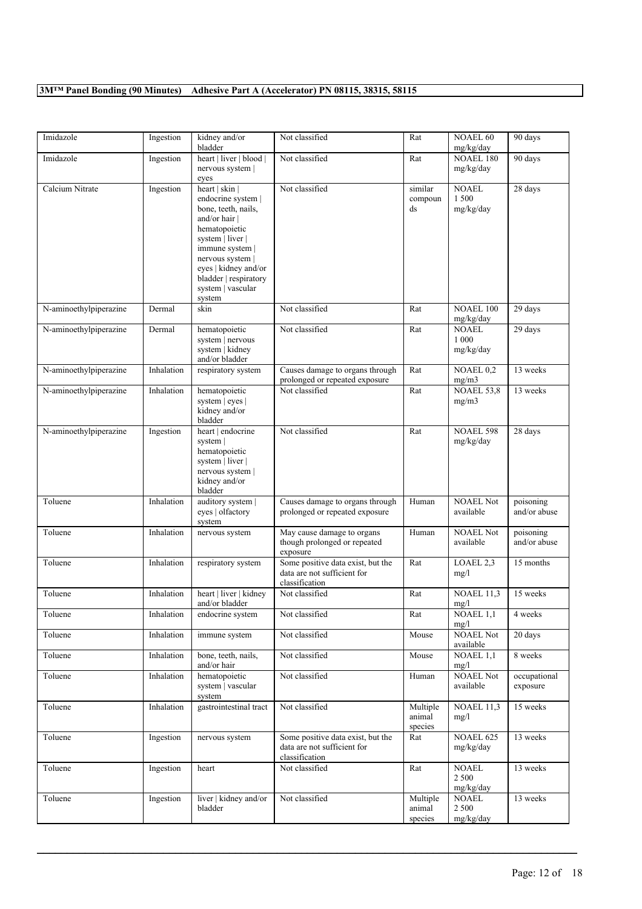| Imidazole | Ingestion | kidney and/or bladder | Not classified | Rat | NOAEL 60 mg/kg/day | 90 days |
|---|---|---|---|---|---|---|
| Imidazole | Ingestion | heart \| liver \| blood \| nervous system \| eyes | Not classified | Rat | NOAEL 180 mg/kg/day | 90 days |
| Calcium Nitrate | Ingestion | heart \| skin \| endocrine system \| bone, teeth, nails, and/or hair \| hematopoietic system \| liver \| immune system \| nervous system \| eyes \| kidney and/or bladder \| respiratory system \| vascular system | Not classified | similar compounds | NOAEL 1 500 mg/kg/day | 28 days |
| N-aminoethylpiperazine | Dermal | skin | Not classified | Rat | NOAEL 100 mg/kg/day | 29 days |
| N-aminoethylpiperazine | Dermal | hematopoietic system \| nervous system \| kidney and/or bladder | Not classified | Rat | NOAEL 1 000 mg/kg/day | 29 days |
| N-aminoethylpiperazine | Inhalation | respiratory system | Causes damage to organs through prolonged or repeated exposure | Rat | NOAEL 0,2 mg/m3 | 13 weeks |
| N-aminoethylpiperazine | Inhalation | hematopoietic system \| eyes \| kidney and/or bladder | Not classified | Rat | NOAEL 53,8 mg/m3 | 13 weeks |
| N-aminoethylpiperazine | Ingestion | heart \| endocrine system \| hematopoietic system \| liver \| nervous system \| kidney and/or bladder | Not classified | Rat | NOAEL 598 mg/kg/day | 28 days |
| Toluene | Inhalation | auditory system \| eyes \| olfactory system | Causes damage to organs through prolonged or repeated exposure | Human | NOAEL Not available | poisoning and/or abuse |
| Toluene | Inhalation | nervous system | May cause damage to organs though prolonged or repeated exposure | Human | NOAEL Not available | poisoning and/or abuse |
| Toluene | Inhalation | respiratory system | Some positive data exist, but the data are not sufficient for classification | Rat | LOAEL 2,3 mg/l | 15 months |
| Toluene | Inhalation | heart \| liver \| kidney and/or bladder | Not classified | Rat | NOAEL 11,3 mg/l | 15 weeks |
| Toluene | Inhalation | endocrine system | Not classified | Rat | NOAEL 1,1 mg/l | 4 weeks |
| Toluene | Inhalation | immune system | Not classified | Mouse | NOAEL Not available | 20 days |
| Toluene | Inhalation | bone, teeth, nails, and/or hair | Not classified | Mouse | NOAEL 1,1 mg/l | 8 weeks |
| Toluene | Inhalation | hematopoietic system \| vascular system | Not classified | Human | NOAEL Not available | occupational exposure |
| Toluene | Inhalation | gastrointestinal tract | Not classified | Multiple animal species | NOAEL 11,3 mg/l | 15 weeks |
| Toluene | Ingestion | nervous system | Some positive data exist, but the data are not sufficient for classification | Rat | NOAEL 625 mg/kg/day | 13 weeks |
| Toluene | Ingestion | heart | Not classified | Rat | NOAEL 2 500 mg/kg/day | 13 weeks |
| Toluene | Ingestion | liver \| kidney and/or bladder | Not classified | Multiple animal species | NOAEL 2 500 mg/kg/day | 13 weeks |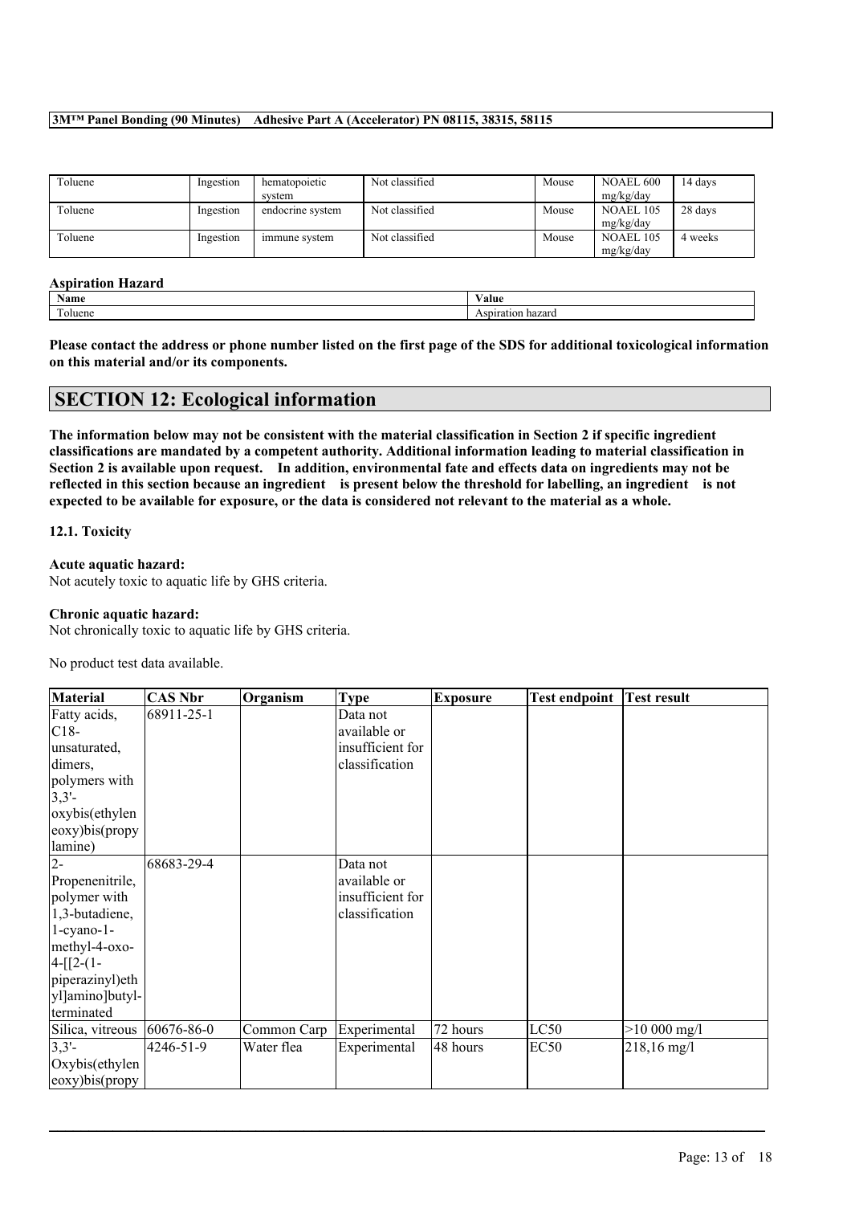| Toluene | Ingestion | hematopoietic system | Not classified | Mouse | NOAEL 600 mg/kg/day | 14 days |
|---|---|---|---|---|---|---|
| Toluene | Ingestion | endocrine system | Not classified | Mouse | NOAEL 105 mg/kg/day | 28 days |
| Toluene | Ingestion | immune system | Not classified | Mouse | NOAEL 105 mg/kg/day | 4 weeks |

**Aspiration Hazard**

| Name | Value |
|---|---|
| Toluene | Aspiration hazard |

**Please contact the address or phone number listed on the first page of the SDS for additional toxicological information on this material and/or its components.**

## SECTION 12: Ecological information

**The information below may not be consistent with the material classification in Section 2 if specific ingredient classifications are mandated by a competent authority. Additional information leading to material classification in Section 2 is available upon request. In addition, environmental fate and effects data on ingredients may not be reflected in this section because an ingredient is present below the threshold for labelling, an ingredient is not expected to be available for exposure, or the data is considered not relevant to the material as a whole.**

**12.1. Toxicity**

**Acute aquatic hazard:**
Not acutely toxic to aquatic life by GHS criteria.

**Chronic aquatic hazard:**
Not chronically toxic to aquatic life by GHS criteria.

No product test data available.

| Material | CAS Nbr | Organism | Type | Exposure | Test endpoint | Test result |
|---|---|---|---|---|---|---|
| Fatty acids, C18-unsaturated, dimers, polymers with 3,3'-oxybis(ethyleneoxy)bis(propylamine) | 68911-25-1 | | Data not available or insufficient for classification | | | |
| 2-Propenenitrile, polymer with 1,3-butadiene, 1-cyano-1-methyl-4-oxo-4-[[2-(1-piperazinyl)ethyl]amino]butyl-terminated | 68683-29-4 | | Data not available or insufficient for classification | | | |
| Silica, vitreous | 60676-86-0 | Common Carp | Experimental | 72 hours | LC50 | >10 000 mg/l |
| 3,3'-Oxybis(ethyleneoxy)bis(propy | 4246-51-9 | Water flea | Experimental | 48 hours | EC50 | 218,16 mg/l |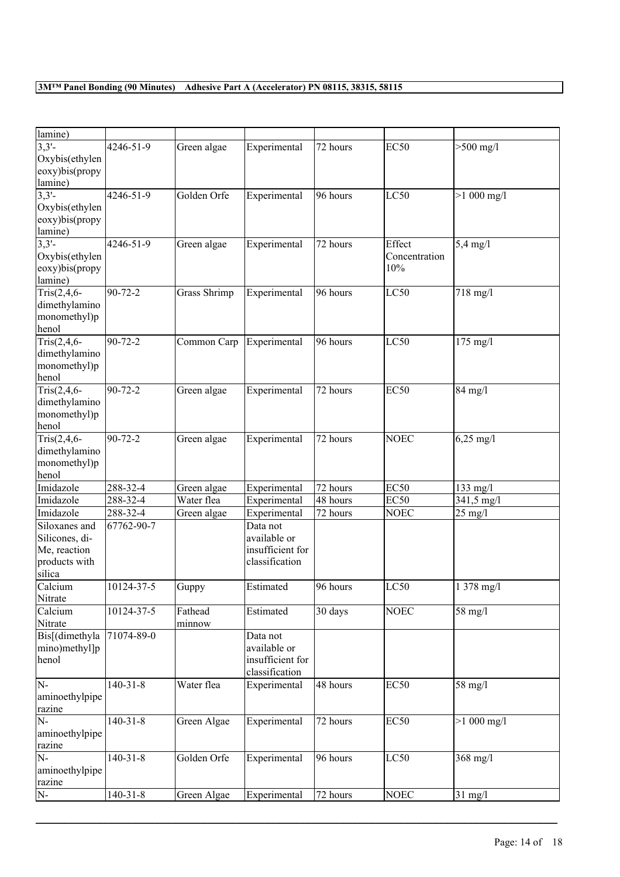| | | | | | | |
|---|---|---|---|---|---|---|
| lamine) | | | | | | |
| 3,3'-Oxybis(ethyleneoxy)bis(propylamine) | 4246-51-9 | Green algae | Experimental | 72 hours | EC50 | >500 mg/l |
| 3,3'-Oxybis(ethyleneoxy)bis(propylamine) | 4246-51-9 | Golden Orfe | Experimental | 96 hours | LC50 | >1 000 mg/l |
| 3,3'-Oxybis(ethyleneoxy)bis(propylamine) | 4246-51-9 | Green algae | Experimental | 72 hours | Effect Concentration 10% | 5,4 mg/l |
| Tris(2,4,6-dimethylaminomonomethyl)phenol | 90-72-2 | Grass Shrimp | Experimental | 96 hours | LC50 | 718 mg/l |
| Tris(2,4,6-dimethylaminomonomethyl)phenol | 90-72-2 | Common Carp | Experimental | 96 hours | LC50 | 175 mg/l |
| Tris(2,4,6-dimethylaminomonomethyl)phenol | 90-72-2 | Green algae | Experimental | 72 hours | EC50 | 84 mg/l |
| Tris(2,4,6-dimethylaminomonomethyl)phenol | 90-72-2 | Green algae | Experimental | 72 hours | NOEC | 6,25 mg/l |
| Imidazole | 288-32-4 | Green algae | Experimental | 72 hours | EC50 | 133 mg/l |
| Imidazole | 288-32-4 | Water flea | Experimental | 48 hours | EC50 | 341,5 mg/l |
| Imidazole | 288-32-4 | Green algae | Experimental | 72 hours | NOEC | 25 mg/l |
| Siloxanes and Silicones, di-Me, reaction products with silica | 67762-90-7 | | Data not available or insufficient for classification | | | |
| Calcium Nitrate | 10124-37-5 | Guppy | Estimated | 96 hours | LC50 | 1 378 mg/l |
| Calcium Nitrate | 10124-37-5 | Fathead minnow | Estimated | 30 days | NOEC | 58 mg/l |
| Bis[(dimethylamino)methyl]phenol | 71074-89-0 | | Data not available or insufficient for classification | | | |
| N-aminoethylpiperazine | 140-31-8 | Water flea | Experimental | 48 hours | EC50 | 58 mg/l |
| N-aminoethylpiperazine | 140-31-8 | Green Algae | Experimental | 72 hours | EC50 | >1 000 mg/l |
| N-aminoethylpiperazine | 140-31-8 | Golden Orfe | Experimental | 96 hours | LC50 | 368 mg/l |
| N- | 140-31-8 | Green Algae | Experimental | 72 hours | NOEC | 31 mg/l |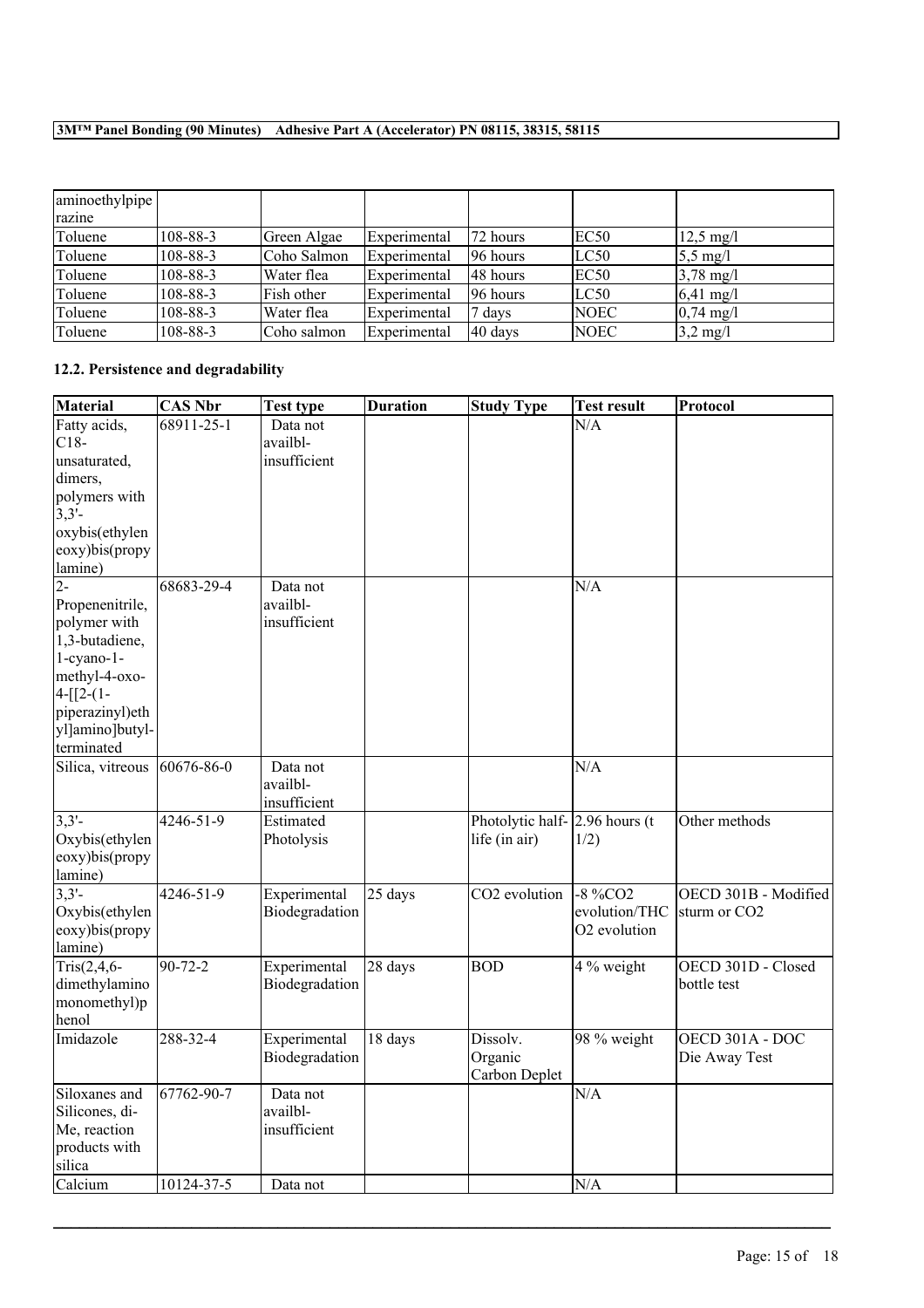| aminoethylpipe razine | | | | | | |
|---|---|---|---|---|---|---|
| Toluene | 108-88-3 | Green Algae | Experimental | 72 hours | EC50 | 12,5 mg/l |
| Toluene | 108-88-3 | Coho Salmon | Experimental | 96 hours | LC50 | 5,5 mg/l |
| Toluene | 108-88-3 | Water flea | Experimental | 48 hours | EC50 | 3,78 mg/l |
| Toluene | 108-88-3 | Fish other | Experimental | 96 hours | LC50 | 6,41 mg/l |
| Toluene | 108-88-3 | Water flea | Experimental | 7 days | NOEC | 0,74 mg/l |
| Toluene | 108-88-3 | Coho salmon | Experimental | 40 days | NOEC | 3,2 mg/l |

### 12.2. Persistence and degradability

| Material | CAS Nbr | Test type | Duration | Study Type | Test result | Protocol |
|---|---|---|---|---|---|---|
| Fatty acids, C18-unsaturated, dimers, polymers with 3,3'-oxybis(ethyleneoxy)bis(propylamine) | 68911-25-1 | Data not availbl-insufficient | | | N/A | |
| 2-Propenenitrile, polymer with 1,3-butadiene, 1-cyano-1-methyl-4-oxo-4-[[2-(1-piperazinyl)ethyl]amino]butyl-terminated | 68683-29-4 | Data not availbl-insufficient | | | N/A | |
| Silica, vitreous | 60676-86-0 | Data not availbl-insufficient | | | N/A | |
| 3,3'-Oxybis(ethyleneoxy)bis(propylamine) | 4246-51-9 | Estimated Photolysis | | Photolytic half-life (in air) | 2.96 hours (t 1/2) | Other methods |
| 3,3'-Oxybis(ethyleneoxy)bis(propylamine) | 4246-51-9 | Experimental Biodegradation | 25 days | $CO_2$ evolution | -8 %$CO_2$ evolution/THC $O_2$ evolution | OECD 301B - Modified sturm or $CO_2$ |
| Tris(2,4,6-dimethylamino monomethyl)phenol | 90-72-2 | Experimental Biodegradation | 28 days | BOD | 4 % weight | OECD 301D - Closed bottle test |
| Imidazole | 288-32-4 | Experimental Biodegradation | 18 days | Dissolv. Organic Carbon Deplet | 98 % weight | OECD 301A - DOC Die Away Test |
| Siloxanes and Silicones, di-Me, reaction products with silica | 67762-90-7 | Data not availbl-insufficient | | | N/A | |
| Calcium | 10124-37-5 | Data not | | | N/A | |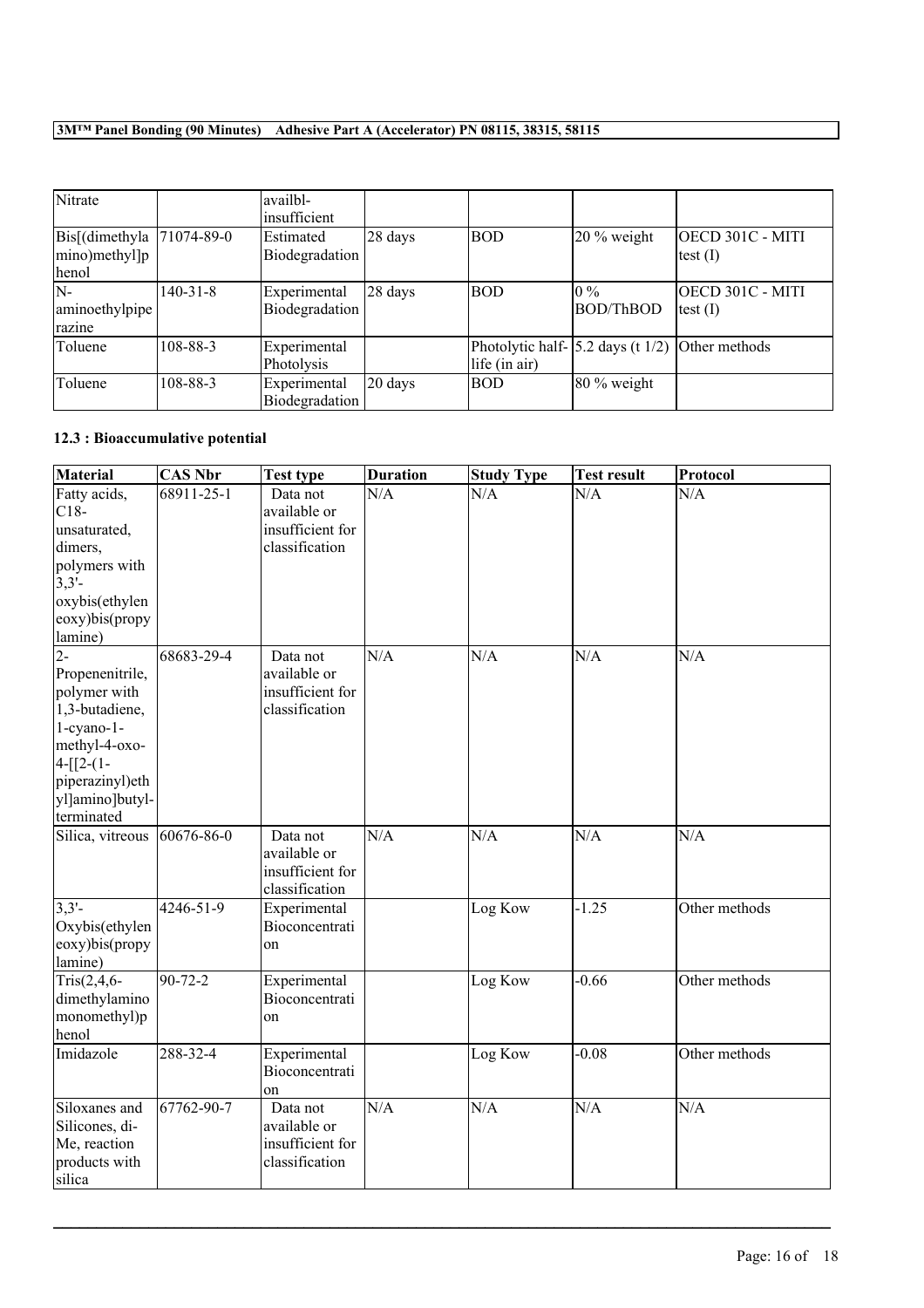| Nitrate | | availbl-insufficient | | | | |
|---|---|---|---|---|---|---|
| Bis[(dimethylamino)methyl]phenol | 71074-89-0 | Estimated Biodegradation | 28 days | BOD | 20 % weight | OECD 301C - MITI test (I) |
| N-aminoethylpiperazine | 140-31-8 | Experimental Biodegradation | 28 days | BOD | 0 % BOD/ThBOD | OECD 301C - MITI test (I) |
| Toluene | 108-88-3 | Experimental Photolysis | | Photolytic half-life (in air) | 5.2 days (t 1/2) | Other methods |
| Toluene | 108-88-3 | Experimental Biodegradation | 20 days | BOD | 80 % weight | |

### 12.3 : Bioaccumulative potential

| Material | CAS Nbr | Test type | Duration | Study Type | Test result | Protocol |
|---|---|---|---|---|---|---|
| Fatty acids, C18-unsaturated, dimers, polymers with 3,3'-oxybis(ethyleneoxy)bis(propylamine) | 68911-25-1 | Data not available or insufficient for classification | N/A | N/A | N/A | N/A |
| 2-Propenenitrile, polymer with 1,3-butadiene, 1-cyano-1-methyl-4-oxo-4-[[2-(1-piperazinyl)ethyl]amino]butyl-terminated | 68683-29-4 | Data not available or insufficient for classification | N/A | N/A | N/A | N/A |
| Silica, vitreous | 60676-86-0 | Data not available or insufficient for classification | N/A | N/A | N/A | N/A |
| 3,3'-Oxybis(ethyleneoxy)bis(propylamine) | 4246-51-9 | Experimental Bioconcentration | | Log Kow | -1.25 | Other methods |
| Tris(2,4,6-dimethylaminomonomethyl)phenol | 90-72-2 | Experimental Bioconcentration | | Log Kow | -0.66 | Other methods |
| Imidazole | 288-32-4 | Experimental Bioconcentration | | Log Kow | -0.08 | Other methods |
| Siloxanes and Silicones, di-Me, reaction products with silica | 67762-90-7 | Data not available or insufficient for classification | N/A | N/A | N/A | N/A |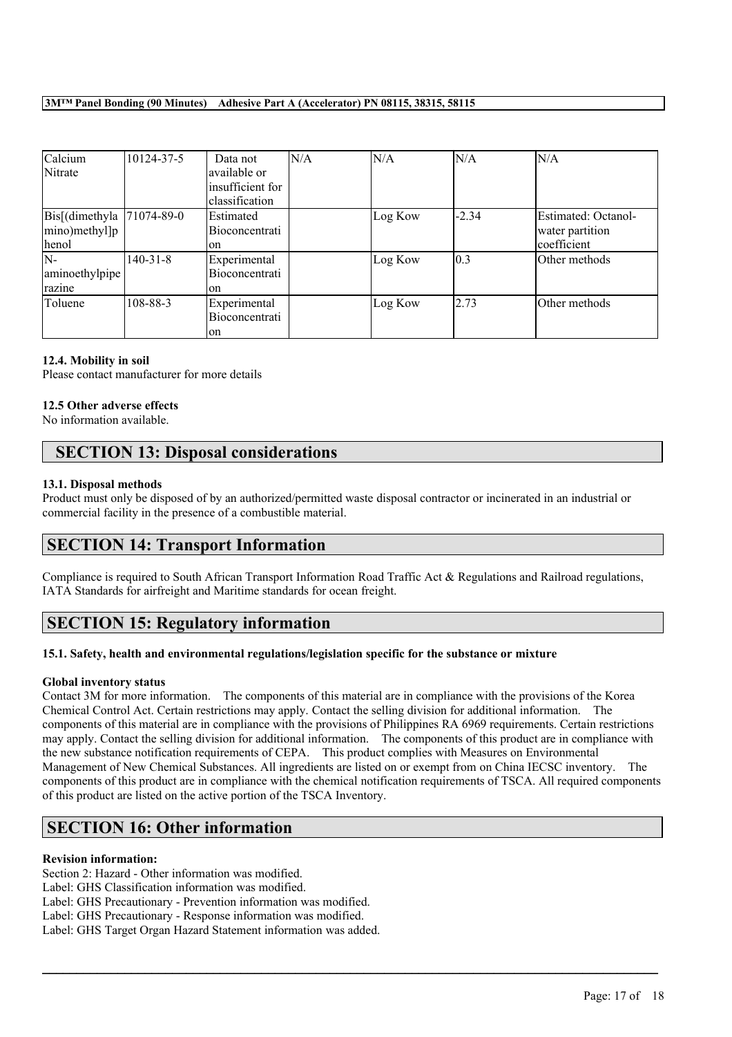| Calcium Nitrate | 10124-37-5 | Data not available or insufficient for classification | N/A | N/A | N/A | N/A |
| --- | --- | --- | --- | --- | --- | --- |
| Bis[(dimethylamino)methyl]phenol | 71074-89-0 | Estimated Bioconcentration | | Log Kow | -2.34 | Estimated: Octanol-water partition coefficient |
| N-aminoethylpiperazine | 140-31-8 | Experimental Bioconcentration | | Log Kow | 0.3 | Other methods |
| Toluene | 108-88-3 | Experimental Bioconcentration | | Log Kow | 2.73 | Other methods |

**12.4. Mobility in soil**

Please contact manufacturer for more details

**12.5 Other adverse effects**

No information available.

## SECTION 13: Disposal considerations

**13.1. Disposal methods**

Product must only be disposed of by an authorized/permitted waste disposal contractor or incinerated in an industrial or commercial facility in the presence of a combustible material.

## SECTION 14: Transport Information

Compliance is required to South African Transport Information Road Traffic Act & Regulations and Railroad regulations, IATA Standards for airfreight and Maritime standards for ocean freight.

## SECTION 15: Regulatory information

**15.1. Safety, health and environmental regulations/legislation specific for the substance or mixture**

**Global inventory status**

Contact 3M for more information. The components of this material are in compliance with the provisions of the Korea Chemical Control Act. Certain restrictions may apply. Contact the selling division for additional information. The components of this material are in compliance with the provisions of Philippines RA 6969 requirements. Certain restrictions may apply. Contact the selling division for additional information. The components of this product are in compliance with the new substance notification requirements of CEPA. This product complies with Measures on Environmental Management of New Chemical Substances. All ingredients are listed on or exempt from on China IECSC inventory. The components of this product are in compliance with the chemical notification requirements of TSCA. All required components of this product are listed on the active portion of the TSCA Inventory.

## SECTION 16: Other information

**Revision information:**

Section 2: Hazard - Other information was modified.
Label: GHS Classification information was modified.
Label: GHS Precautionary - Prevention information was modified.
Label: GHS Precautionary - Response information was modified.
Label: GHS Target Organ Hazard Statement information was added.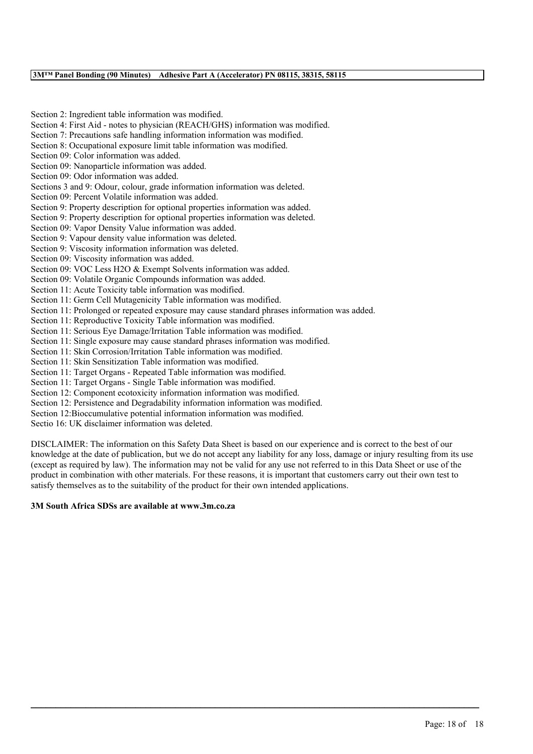Section 2: Ingredient table information was modified.
Section 4: First Aid - notes to physician (REACH/GHS) information was modified.
Section 7: Precautions safe handling information information was modified.
Section 8: Occupational exposure limit table information was modified.
Section 09: Color information was added.
Section 09: Nanoparticle information was added.
Section 09: Odor information was added.
Sections 3 and 9: Odour, colour, grade information information was deleted.
Section 09: Percent Volatile information was added.
Section 9: Property description for optional properties information was added.
Section 9: Property description for optional properties information was deleted.
Section 09: Vapor Density Value information was added.
Section 9: Vapour density value information was deleted.
Section 9: Viscosity information information was deleted.
Section 09: Viscosity information was added.
Section 09: VOC Less H2O & Exempt Solvents information was added.
Section 09: Volatile Organic Compounds information was added.
Section 11: Acute Toxicity table information was modified.
Section 11: Germ Cell Mutagenicity Table information was modified.
Section 11: Prolonged or repeated exposure may cause standard phrases information was added.
Section 11: Reproductive Toxicity Table information was modified.
Section 11: Serious Eye Damage/Irritation Table information was modified.
Section 11: Single exposure may cause standard phrases information was modified.
Section 11: Skin Corrosion/Irritation Table information was modified.
Section 11: Skin Sensitization Table information was modified.
Section 11: Target Organs - Repeated Table information was modified.
Section 11: Target Organs - Single Table information was modified.
Section 12: Component ecotoxicity information information was modified.
Section 12: Persistence and Degradability information information was modified.
Section 12:Bioccumulative potential information information was modified.
Sectio 16: UK disclaimer information was deleted.

DISCLAIMER: The information on this Safety Data Sheet is based on our experience and is correct to the best of our knowledge at the date of publication, but we do not accept any liability for any loss, damage or injury resulting from its use (except as required by law). The information may not be valid for any use not referred to in this Data Sheet or use of the product in combination with other materials. For these reasons, it is important that customers carry out their own test to satisfy themselves as to the suitability of the product for their own intended applications.

**3M South Africa SDSs are available at www.3m.co.za**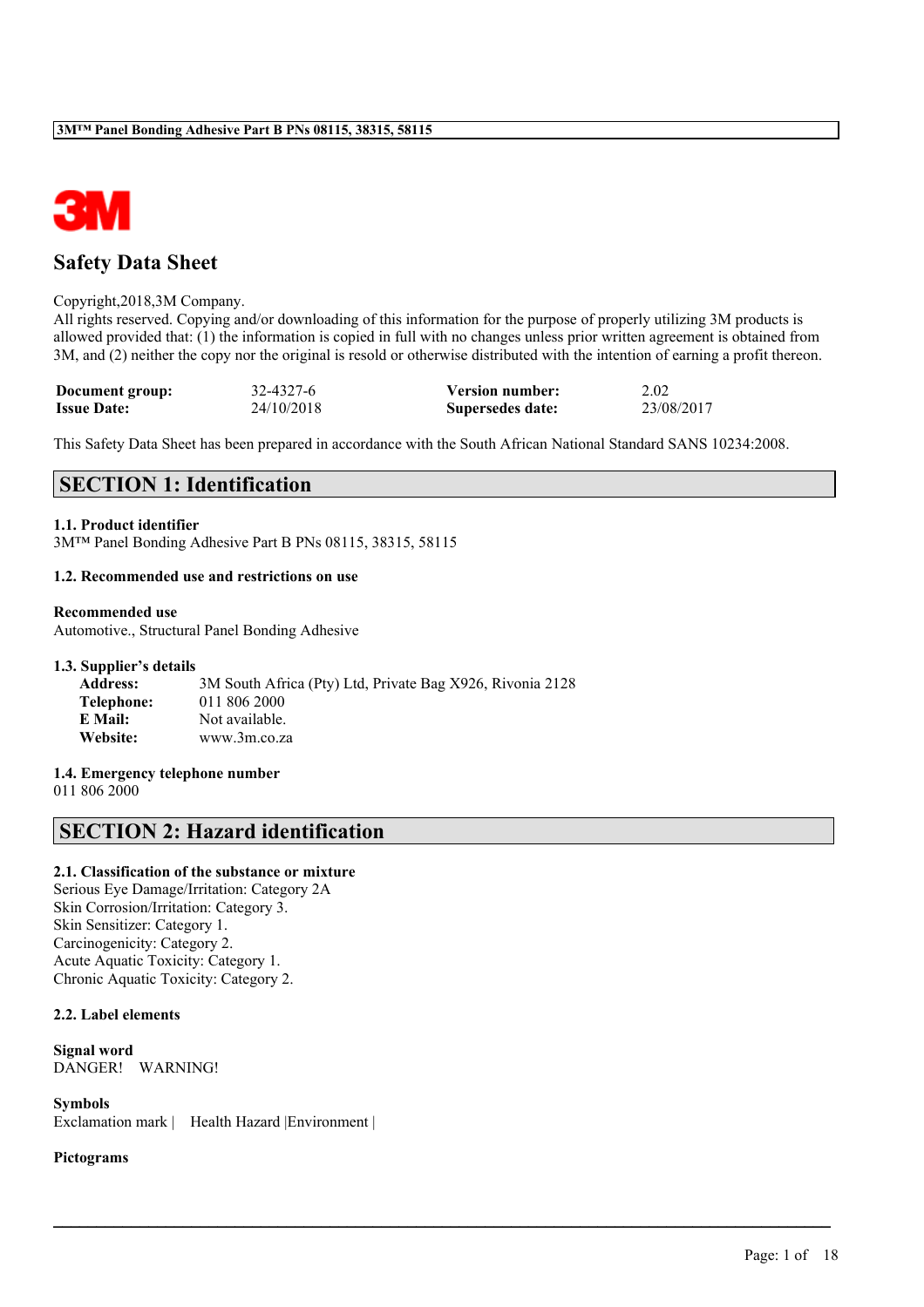3M™ Panel Bonding Adhesive Part B PNs 08115, 38315, 58115

# Safety Data Sheet

Copyright,2018,3M Company.
All rights reserved. Copying and/or downloading of this information for the purpose of properly utilizing 3M products is allowed provided that: (1) the information is copied in full with no changes unless prior written agreement is obtained from 3M, and (2) neither the copy nor the original is resold or otherwise distributed with the intention of earning a profit thereon.

| **Document group:** | 32-4327-6 | **Version number:** | 2.02 |
|---|---|---|---|
| **Issue Date:** | 24/10/2018 | **Supersedes date:** | 23/08/2017 |

This Safety Data Sheet has been prepared in accordance with the South African National Standard SANS 10234:2008.

## SECTION 1: Identification

**1.1. Product identifier**
3M™ Panel Bonding Adhesive Part B PNs 08115, 38315, 58115

**1.2. Recommended use and restrictions on use**

**Recommended use**
Automotive., Structural Panel Bonding Adhesive

**1.3. Supplier's details**

**Address:** 3M South Africa (Pty) Ltd, Private Bag X926, Rivonia 2128
**Telephone:** 011 806 2000
**E Mail:** Not available.
**Website:** www.3m.co.za

**1.4. Emergency telephone number**
011 806 2000

## SECTION 2: Hazard identification

**2.1. Classification of the substance or mixture**
Serious Eye Damage/Irritation: Category 2A
Skin Corrosion/Irritation: Category 3.
Skin Sensitizer: Category 1.
Carcinogenicity: Category 2.
Acute Aquatic Toxicity: Category 1.
Chronic Aquatic Toxicity: Category 2.

**2.2. Label elements**

**Signal word**
DANGER! WARNING!

**Symbols**
Exclamation mark | Health Hazard |Environment |

**Pictograms**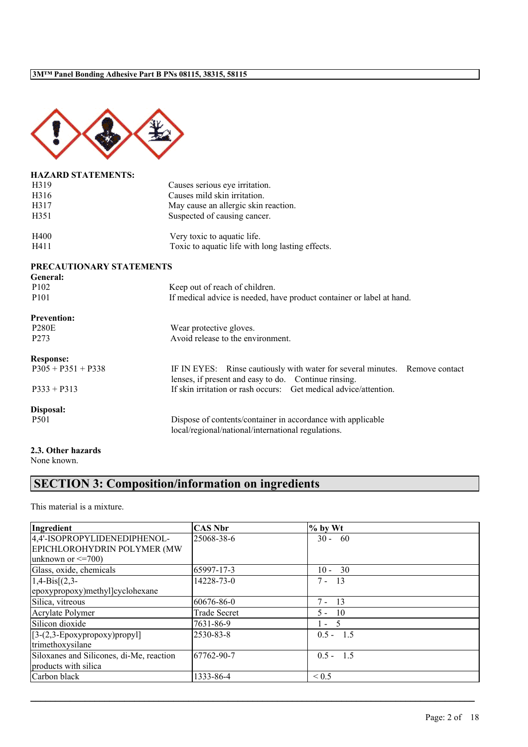**HAZARD STATEMENTS:**

| | |
|---|---|
| H319 | Causes serious eye irritation. |
| H316 | Causes mild skin irritation. |
| H317 | May cause an allergic skin reaction. |
| H351 | Suspected of causing cancer. |
| | |
| H400 | Very toxic to aquatic life. |
| H411 | Toxic to aquatic life with long lasting effects. |

**PRECAUTIONARY STATEMENTS**

**General:**

| | |
|---|---|
| P102 | Keep out of reach of children. |
| P101 | If medical advice is needed, have product container or label at hand. |

**Prevention:**

| | |
|---|---|
| P280E | Wear protective gloves. |
| P273 | Avoid release to the environment. |

**Response:**

| | |
|---|---|
| P305 + P351 + P338 | IF IN EYES: Rinse cautiously with water for several minutes. Remove contact lenses, if present and easy to do. Continue rinsing. |
| P333 + P313 | If skin irritation or rash occurs: Get medical advice/attention. |

**Disposal:**

| | |
|---|---|
| P501 | Dispose of contents/container in accordance with applicable local/regional/national/international regulations. |

**2.3. Other hazards**

None known.

## SECTION 3: Composition/information on ingredients

This material is a mixture.

| Ingredient | CAS Nbr | % by Wt |
|---|---|---|
| 4,4'-ISOPROPYLIDENEDIPHENOL-EPICHLOROHYDRIN POLYMER (MW unknown or <=700) | 25068-38-6 | 30 - 60 |
| Glass, oxide, chemicals | 65997-17-3 | 10 - 30 |
| 1,4-Bis[(2,3-epoxypropoxy)methyl]cyclohexane | 14228-73-0 | 7 - 13 |
| Silica, vitreous | 60676-86-0 | 7 - 13 |
| Acrylate Polymer | Trade Secret | 5 - 10 |
| Silicon dioxide | 7631-86-9 | 1 - 5 |
| [3-(2,3-Epoxypropoxy)propyl] trimethoxysilane | 2530-83-8 | 0.5 - 1.5 |
| Siloxanes and Silicones, di-Me, reaction products with silica | 67762-90-7 | 0.5 - 1.5 |
| Carbon black | 1333-86-4 | < 0.5 |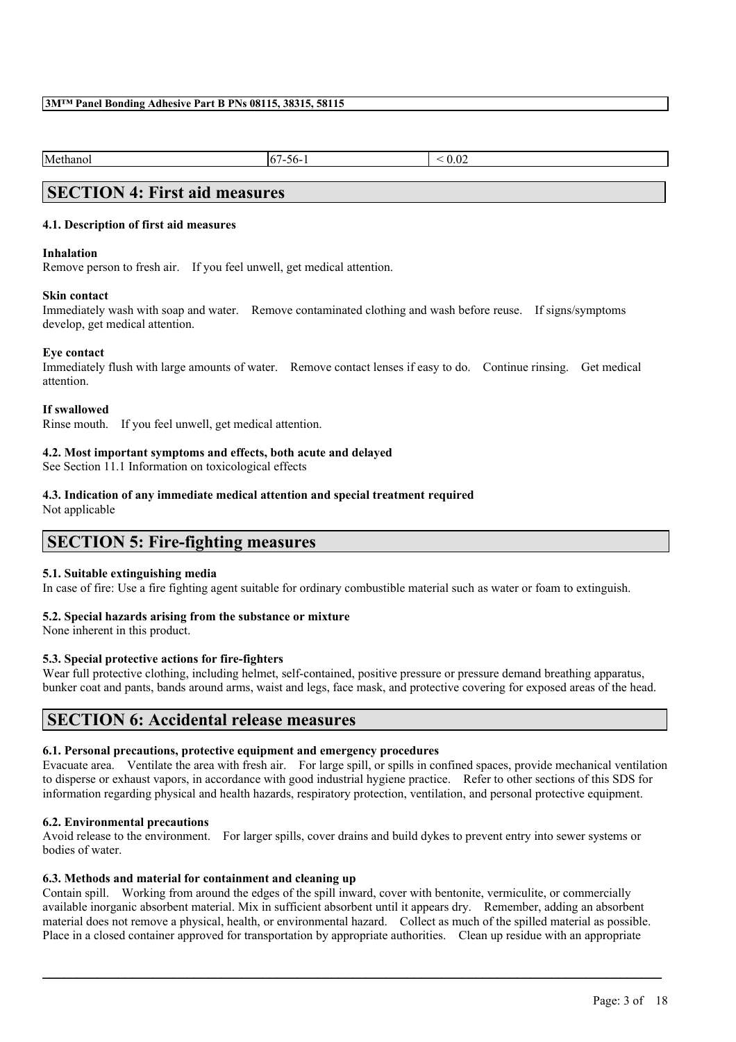| Methanol | 67-56-1 | < 0.02 |
|---|---|---|

## SECTION 4: First aid measures

### 4.1. Description of first aid measures

**Inhalation**

Remove person to fresh air. If you feel unwell, get medical attention.

**Skin contact**

Immediately wash with soap and water. Remove contaminated clothing and wash before reuse. If signs/symptoms develop, get medical attention.

**Eye contact**

Immediately flush with large amounts of water. Remove contact lenses if easy to do. Continue rinsing. Get medical attention.

**If swallowed**

Rinse mouth. If you feel unwell, get medical attention.

### 4.2. Most important symptoms and effects, both acute and delayed

See Section 11.1 Information on toxicological effects

### 4.3. Indication of any immediate medical attention and special treatment required

Not applicable

## SECTION 5: Fire-fighting measures

### 5.1. Suitable extinguishing media

In case of fire: Use a fire fighting agent suitable for ordinary combustible material such as water or foam to extinguish.

### 5.2. Special hazards arising from the substance or mixture

None inherent in this product.

### 5.3. Special protective actions for fire-fighters

Wear full protective clothing, including helmet, self-contained, positive pressure or pressure demand breathing apparatus, bunker coat and pants, bands around arms, waist and legs, face mask, and protective covering for exposed areas of the head.

## SECTION 6: Accidental release measures

### 6.1. Personal precautions, protective equipment and emergency procedures

Evacuate area. Ventilate the area with fresh air. For large spill, or spills in confined spaces, provide mechanical ventilation to disperse or exhaust vapors, in accordance with good industrial hygiene practice. Refer to other sections of this SDS for information regarding physical and health hazards, respiratory protection, ventilation, and personal protective equipment.

### 6.2. Environmental precautions

Avoid release to the environment. For larger spills, cover drains and build dykes to prevent entry into sewer systems or bodies of water.

### 6.3. Methods and material for containment and cleaning up

Contain spill. Working from around the edges of the spill inward, cover with bentonite, vermiculite, or commercially available inorganic absorbent material. Mix in sufficient absorbent until it appears dry. Remember, adding an absorbent material does not remove a physical, health, or environmental hazard. Collect as much of the spilled material as possible. Place in a closed container approved for transportation by appropriate authorities. Clean up residue with an appropriate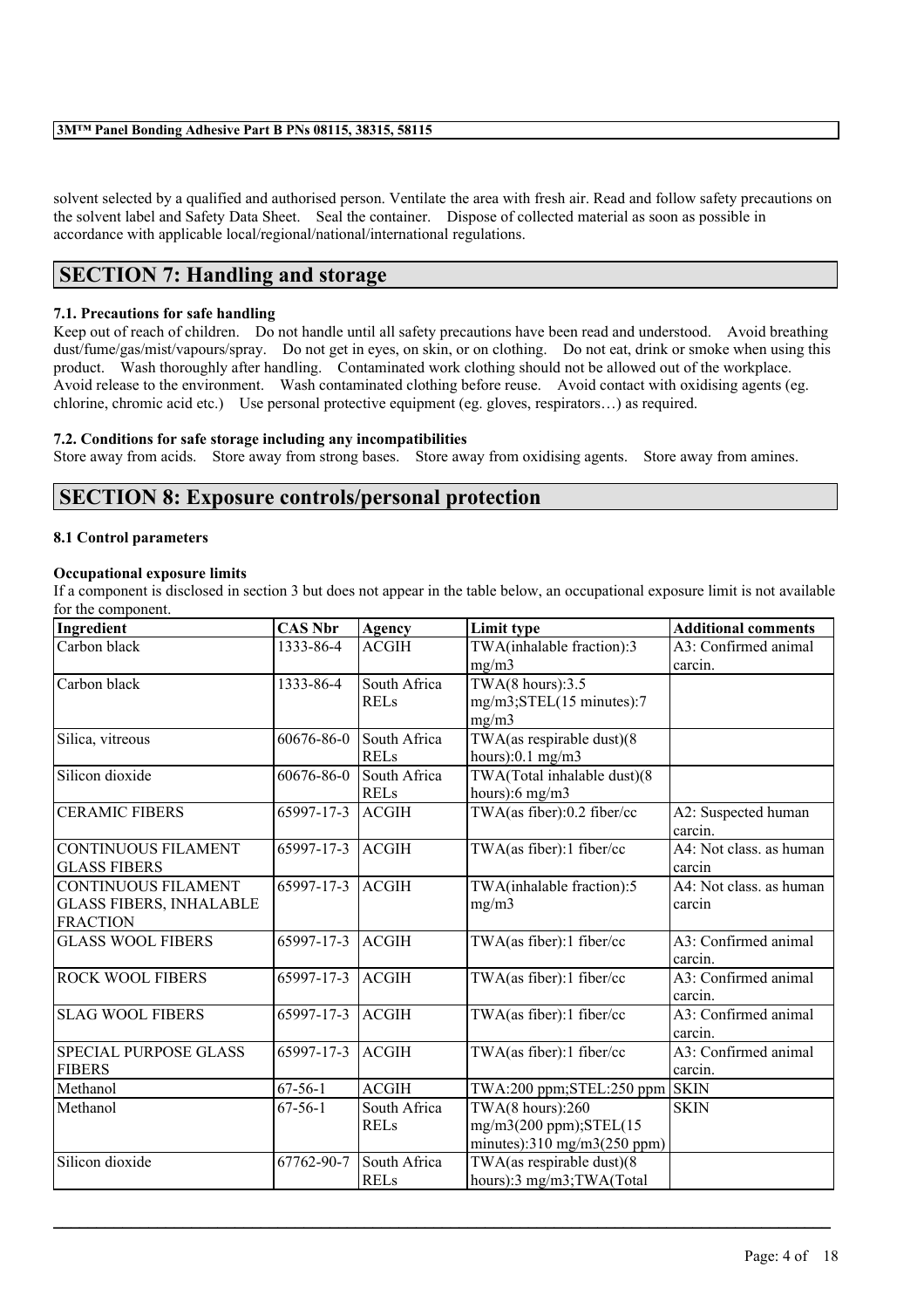solvent selected by a qualified and authorised person. Ventilate the area with fresh air. Read and follow safety precautions on the solvent label and Safety Data Sheet. Seal the container. Dispose of collected material as soon as possible in accordance with applicable local/regional/national/international regulations.

## SECTION 7: Handling and storage

### 7.1. Precautions for safe handling

Keep out of reach of children. Do not handle until all safety precautions have been read and understood. Avoid breathing dust/fume/gas/mist/vapours/spray. Do not get in eyes, on skin, or on clothing. Do not eat, drink or smoke when using this product. Wash thoroughly after handling. Contaminated work clothing should not be allowed out of the workplace. Avoid release to the environment. Wash contaminated clothing before reuse. Avoid contact with oxidising agents (eg. chlorine, chromic acid etc.) Use personal protective equipment (eg. gloves, respirators…) as required.

### 7.2. Conditions for safe storage including any incompatibilities

Store away from acids. Store away from strong bases. Store away from oxidising agents. Store away from amines.

## SECTION 8: Exposure controls/personal protection

### 8.1 Control parameters

**Occupational exposure limits**

If a component is disclosed in section 3 but does not appear in the table below, an occupational exposure limit is not available for the component.

| Ingredient | CAS Nbr | Agency | Limit type | Additional comments |
|---|---|---|---|---|
| Carbon black | 1333-86-4 | ACGIH | TWA(inhalable fraction):3 mg/m3 | A3: Confirmed animal carcin. |
| Carbon black | 1333-86-4 | South Africa RELs | TWA(8 hours):3.5 mg/m3;STEL(15 minutes):7 mg/m3 | |
| Silica, vitreous | 60676-86-0 | South Africa RELs | TWA(as respirable dust)(8 hours):0.1 mg/m3 | |
| Silicon dioxide | 60676-86-0 | South Africa RELs | TWA(Total inhalable dust)(8 hours):6 mg/m3 | |
| CERAMIC FIBERS | 65997-17-3 | ACGIH | TWA(as fiber):0.2 fiber/cc | A2: Suspected human carcin. |
| CONTINUOUS FILAMENT GLASS FIBERS | 65997-17-3 | ACGIH | TWA(as fiber):1 fiber/cc | A4: Not class. as human carcin |
| CONTINUOUS FILAMENT GLASS FIBERS, INHALABLE FRACTION | 65997-17-3 | ACGIH | TWA(inhalable fraction):5 mg/m3 | A4: Not class. as human carcin |
| GLASS WOOL FIBERS | 65997-17-3 | ACGIH | TWA(as fiber):1 fiber/cc | A3: Confirmed animal carcin. |
| ROCK WOOL FIBERS | 65997-17-3 | ACGIH | TWA(as fiber):1 fiber/cc | A3: Confirmed animal carcin. |
| SLAG WOOL FIBERS | 65997-17-3 | ACGIH | TWA(as fiber):1 fiber/cc | A3: Confirmed animal carcin. |
| SPECIAL PURPOSE GLASS FIBERS | 65997-17-3 | ACGIH | TWA(as fiber):1 fiber/cc | A3: Confirmed animal carcin. |
| Methanol | 67-56-1 | ACGIH | TWA:200 ppm;STEL:250 ppm | SKIN |
| Methanol | 67-56-1 | South Africa RELs | TWA(8 hours):260 mg/m3(200 ppm);STEL(15 minutes):310 mg/m3(250 ppm) | SKIN |
| Silicon dioxide | 67762-90-7 | South Africa RELs | TWA(as respirable dust)(8 hours):3 mg/m3;TWA(Total | |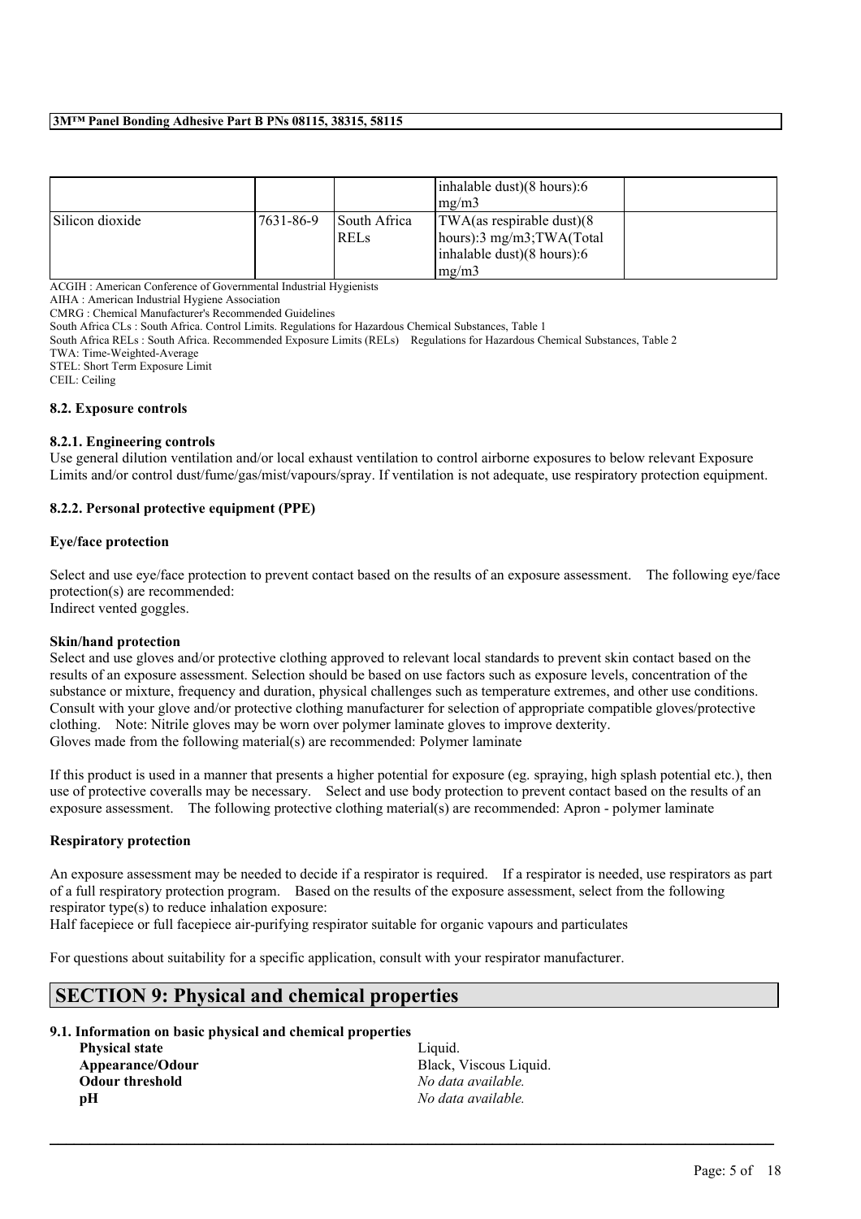|  |  |  | inhalable dust)(8 hours):6 mg/m3 |  |
| --- | --- | --- | --- | --- |
| Silicon dioxide | 7631-86-9 | South Africa RELs | TWA(as respirable dust)(8 hours):3 mg/m3;TWA(Total inhalable dust)(8 hours):6 mg/m3 |  |

ACGIH : American Conference of Governmental Industrial Hygienists
AIHA : American Industrial Hygiene Association
CMRG : Chemical Manufacturer's Recommended Guidelines
South Africa CLs : South Africa. Control Limits. Regulations for Hazardous Chemical Substances, Table 1
South Africa RELs : South Africa. Recommended Exposure Limits (RELs) Regulations for Hazardous Chemical Substances, Table 2
TWA: Time-Weighted-Average
STEL: Short Term Exposure Limit
CEIL: Ceiling

### 8.2. Exposure controls

#### 8.2.1. Engineering controls

Use general dilution ventilation and/or local exhaust ventilation to control airborne exposures to below relevant Exposure Limits and/or control dust/fume/gas/mist/vapours/spray. If ventilation is not adequate, use respiratory protection equipment.

#### 8.2.2. Personal protective equipment (PPE)

**Eye/face protection**

Select and use eye/face protection to prevent contact based on the results of an exposure assessment. The following eye/face protection(s) are recommended:
Indirect vented goggles.

**Skin/hand protection**

Select and use gloves and/or protective clothing approved to relevant local standards to prevent skin contact based on the results of an exposure assessment. Selection should be based on use factors such as exposure levels, concentration of the substance or mixture, frequency and duration, physical challenges such as temperature extremes, and other use conditions. Consult with your glove and/or protective clothing manufacturer for selection of appropriate compatible gloves/protective clothing. Note: Nitrile gloves may be worn over polymer laminate gloves to improve dexterity.
Gloves made from the following material(s) are recommended: Polymer laminate

If this product is used in a manner that presents a higher potential for exposure (eg. spraying, high splash potential etc.), then use of protective coveralls may be necessary. Select and use body protection to prevent contact based on the results of an exposure assessment. The following protective clothing material(s) are recommended: Apron - polymer laminate

**Respiratory protection**

An exposure assessment may be needed to decide if a respirator is required. If a respirator is needed, use respirators as part of a full respiratory protection program. Based on the results of the exposure assessment, select from the following respirator type(s) to reduce inhalation exposure:
Half facepiece or full facepiece air-purifying respirator suitable for organic vapours and particulates

For questions about suitability for a specific application, consult with your respirator manufacturer.

## SECTION 9: Physical and chemical properties

### 9.1. Information on basic physical and chemical properties

| | |
| --- | --- |
| **Physical state** | Liquid. |
| **Appearance/Odour** | Black, Viscous Liquid. |
| **Odour threshold** | *No data available.* |
| **pH** | *No data available.* |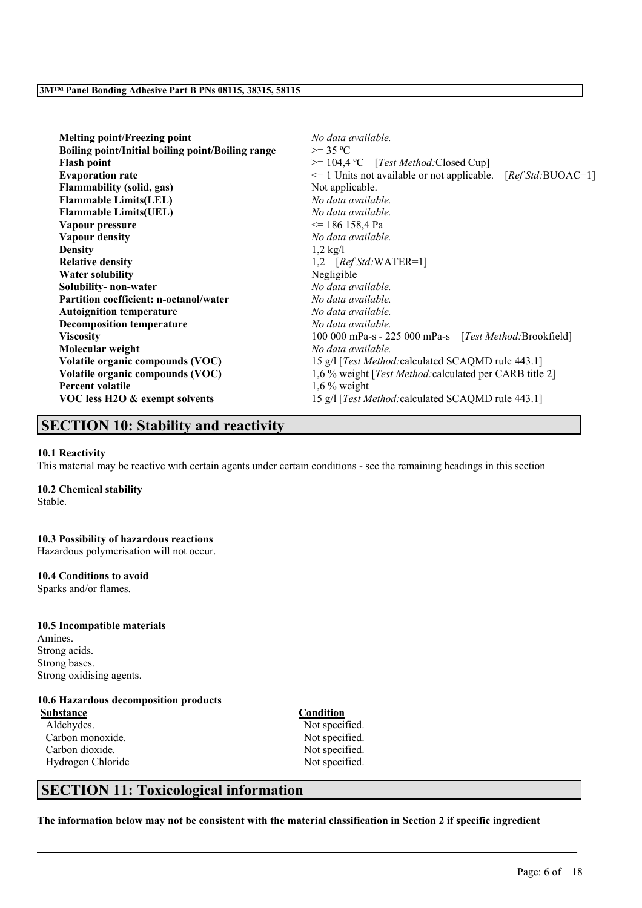| | |
|---|---|
| **Melting point/Freezing point** | *No data available.* |
| **Boiling point/Initial boiling point/Boiling range** | >= 35 ºC |
| **Flash point** | >= 104,4 ºC [*Test Method:*Closed Cup] |
| **Evaporation rate** | <= 1 Units not available or not applicable. [*Ref Std:*BUOAC=1] |
| **Flammability (solid, gas)** | Not applicable. |
| **Flammable Limits(LEL)** | *No data available.* |
| **Flammable Limits(UEL)** | *No data available.* |
| **Vapour pressure** | <= 186 158,4 Pa |
| **Vapour density** | *No data available.* |
| **Density** | 1,2 kg/l |
| **Relative density** | 1,2 [*Ref Std:*WATER=1] |
| **Water solubility** | Negligible |
| **Solubility- non-water** | *No data available.* |
| **Partition coefficient: n-octanol/water** | *No data available.* |
| **Autoignition temperature** | *No data available.* |
| **Decomposition temperature** | *No data available.* |
| **Viscosity** | 100 000 mPa-s - 225 000 mPa-s [*Test Method:*Brookfield] |
| **Molecular weight** | *No data available.* |
| **Volatile organic compounds (VOC)** | 15 g/l [*Test Method:*calculated SCAQMD rule 443.1] |
| **Volatile organic compounds (VOC)** | 1,6 % weight [*Test Method:*calculated per CARB title 2] |
| **Percent volatile** | 1,6 % weight |
| **VOC less H2O & exempt solvents** | 15 g/l [*Test Method:*calculated SCAQMD rule 443.1] |

## SECTION 10: Stability and reactivity

**10.1 Reactivity**
This material may be reactive with certain agents under certain conditions - see the remaining headings in this section

**10.2 Chemical stability**
Stable.

**10.3 Possibility of hazardous reactions**
Hazardous polymerisation will not occur.

**10.4 Conditions to avoid**
Sparks and/or flames.

**10.5 Incompatible materials**
Amines.
Strong acids.
Strong bases.
Strong oxidising agents.

**10.6 Hazardous decomposition products**

| Substance | Condition |
|---|---|
| Aldehydes. | Not specified. |
| Carbon monoxide. | Not specified. |
| Carbon dioxide. | Not specified. |
| Hydrogen Chloride | Not specified. |

## SECTION 11: Toxicological information

**The information below may not be consistent with the material classification in Section 2 if specific ingredient**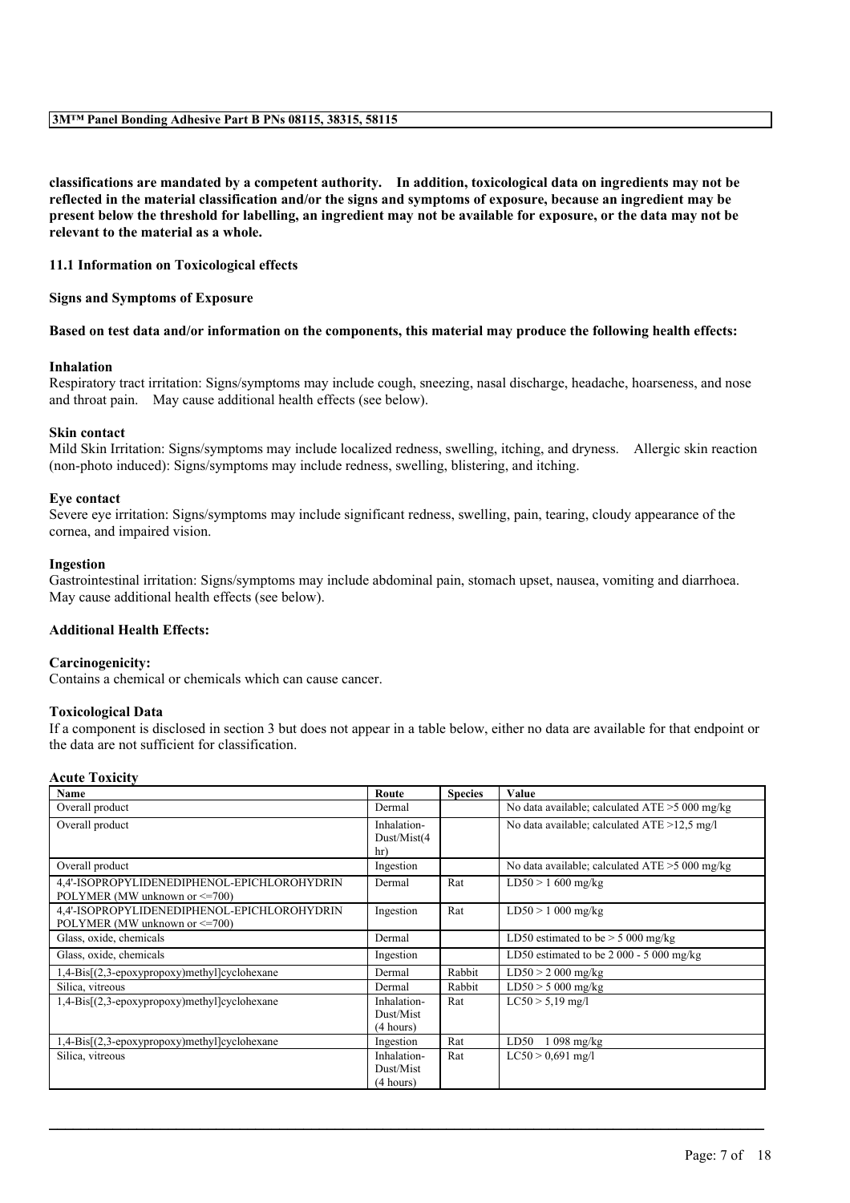**classifications are mandated by a competent authority. In addition, toxicological data on ingredients may not be reflected in the material classification and/or the signs and symptoms of exposure, because an ingredient may be present below the threshold for labelling, an ingredient may not be available for exposure, or the data may not be relevant to the material as a whole.**

**11.1 Information on Toxicological effects**

**Signs and Symptoms of Exposure**

**Based on test data and/or information on the components, this material may produce the following health effects:**

**Inhalation**
Respiratory tract irritation: Signs/symptoms may include cough, sneezing, nasal discharge, headache, hoarseness, and nose and throat pain. May cause additional health effects (see below).

**Skin contact**
Mild Skin Irritation: Signs/symptoms may include localized redness, swelling, itching, and dryness. Allergic skin reaction (non-photo induced): Signs/symptoms may include redness, swelling, blistering, and itching.

**Eye contact**
Severe eye irritation: Signs/symptoms may include significant redness, swelling, pain, tearing, cloudy appearance of the cornea, and impaired vision.

**Ingestion**
Gastrointestinal irritation: Signs/symptoms may include abdominal pain, stomach upset, nausea, vomiting and diarrhoea. May cause additional health effects (see below).

**Additional Health Effects:**

**Carcinogenicity:**
Contains a chemical or chemicals which can cause cancer.

**Toxicological Data**
If a component is disclosed in section 3 but does not appear in a table below, either no data are available for that endpoint or the data are not sufficient for classification.

**Acute Toxicity**

| Name | Route | Species | Value |
|---|---|---|---|
| Overall product | Dermal | | No data available; calculated ATE >5 000 mg/kg |
| Overall product | Inhalation-Dust/Mist(4 hr) | | No data available; calculated ATE >12,5 mg/l |
| Overall product | Ingestion | | No data available; calculated ATE >5 000 mg/kg |
| 4,4'-ISOPROPYLIDENEDIPHENOL-EPICHLOROHYDRIN POLYMER (MW unknown or <=700) | Dermal | Rat | LD50 > 1 600 mg/kg |
| 4,4'-ISOPROPYLIDENEDIPHENOL-EPICHLOROHYDRIN POLYMER (MW unknown or <=700) | Ingestion | Rat | LD50 > 1 000 mg/kg |
| Glass, oxide, chemicals | Dermal | | LD50 estimated to be > 5 000 mg/kg |
| Glass, oxide, chemicals | Ingestion | | LD50 estimated to be 2 000 - 5 000 mg/kg |
| 1,4-Bis[(2,3-epoxypropoxy)methyl]cyclohexane | Dermal | Rabbit | LD50 > 2 000 mg/kg |
| Silica, vitreous | Dermal | Rabbit | LD50 > 5 000 mg/kg |
| 1,4-Bis[(2,3-epoxypropoxy)methyl]cyclohexane | Inhalation-Dust/Mist (4 hours) | Rat | LC50 > 5,19 mg/l |
| 1,4-Bis[(2,3-epoxypropoxy)methyl]cyclohexane | Ingestion | Rat | LD50 1 098 mg/kg |
| Silica, vitreous | Inhalation-Dust/Mist (4 hours) | Rat | LC50 > 0,691 mg/l |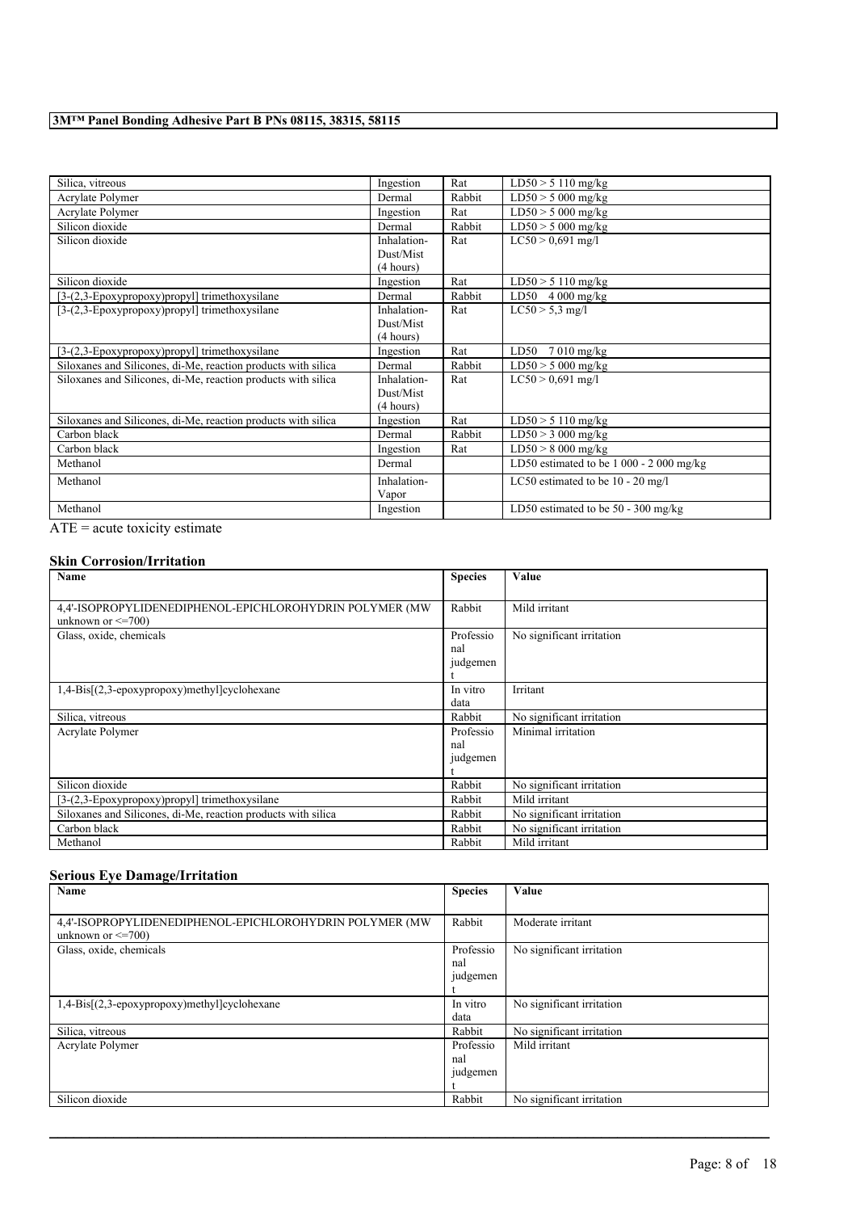| Silica, vitreous | Ingestion | Rat | LD50 > 5 110 mg/kg |
|---|---|---|---|
| Acrylate Polymer | Dermal | Rabbit | LD50 > 5 000 mg/kg |
| Acrylate Polymer | Ingestion | Rat | LD50 > 5 000 mg/kg |
| Silicon dioxide | Dermal | Rabbit | LD50 > 5 000 mg/kg |
| Silicon dioxide | Inhalation-Dust/Mist (4 hours) | Rat | LC50 > 0,691 mg/l |
| Silicon dioxide | Ingestion | Rat | LD50 > 5 110 mg/kg |
| [3-(2,3-Epoxypropoxy)propyl] trimethoxysilane | Dermal | Rabbit | LD50 4 000 mg/kg |
| [3-(2,3-Epoxypropoxy)propyl] trimethoxysilane | Inhalation-Dust/Mist (4 hours) | Rat | LC50 > 5,3 mg/l |
| [3-(2,3-Epoxypropoxy)propyl] trimethoxysilane | Ingestion | Rat | LD50 7 010 mg/kg |
| Siloxanes and Silicones, di-Me, reaction products with silica | Dermal | Rabbit | LD50 > 5 000 mg/kg |
| Siloxanes and Silicones, di-Me, reaction products with silica | Inhalation-Dust/Mist (4 hours) | Rat | LC50 > 0,691 mg/l |
| Siloxanes and Silicones, di-Me, reaction products with silica | Ingestion | Rat | LD50 > 5 110 mg/kg |
| Carbon black | Dermal | Rabbit | LD50 > 3 000 mg/kg |
| Carbon black | Ingestion | Rat | LD50 > 8 000 mg/kg |
| Methanol | Dermal | | LD50 estimated to be 1 000 - 2 000 mg/kg |
| Methanol | Inhalation-Vapor | | LC50 estimated to be 10 - 20 mg/l |
| Methanol | Ingestion | | LD50 estimated to be 50 - 300 mg/kg |

ATE = acute toxicity estimate

## Skin Corrosion/Irritation

| Name | Species | Value |
|---|---|---|
| 4,4'-ISOPROPYLIDENEDIPHENOL-EPICHLOROHYDRIN POLYMER (MW unknown or <=700) | Rabbit | Mild irritant |
| Glass, oxide, chemicals | Professional judgement | No significant irritation |
| 1,4-Bis[(2,3-epoxypropoxy)methyl]cyclohexane | In vitro data | Irritant |
| Silica, vitreous | Rabbit | No significant irritation |
| Acrylate Polymer | Professional judgement | Minimal irritation |
| Silicon dioxide | Rabbit | No significant irritation |
| [3-(2,3-Epoxypropoxy)propyl] trimethoxysilane | Rabbit | Mild irritant |
| Siloxanes and Silicones, di-Me, reaction products with silica | Rabbit | No significant irritation |
| Carbon black | Rabbit | No significant irritation |
| Methanol | Rabbit | Mild irritant |

## Serious Eye Damage/Irritation

| Name | Species | Value |
|---|---|---|
| 4,4'-ISOPROPYLIDENEDIPHENOL-EPICHLOROHYDRIN POLYMER (MW unknown or <=700) | Rabbit | Moderate irritant |
| Glass, oxide, chemicals | Professional judgement | No significant irritation |
| 1,4-Bis[(2,3-epoxypropoxy)methyl]cyclohexane | In vitro data | No significant irritation |
| Silica, vitreous | Rabbit | No significant irritation |
| Acrylate Polymer | Professional judgement | Mild irritant |
| Silicon dioxide | Rabbit | No significant irritation |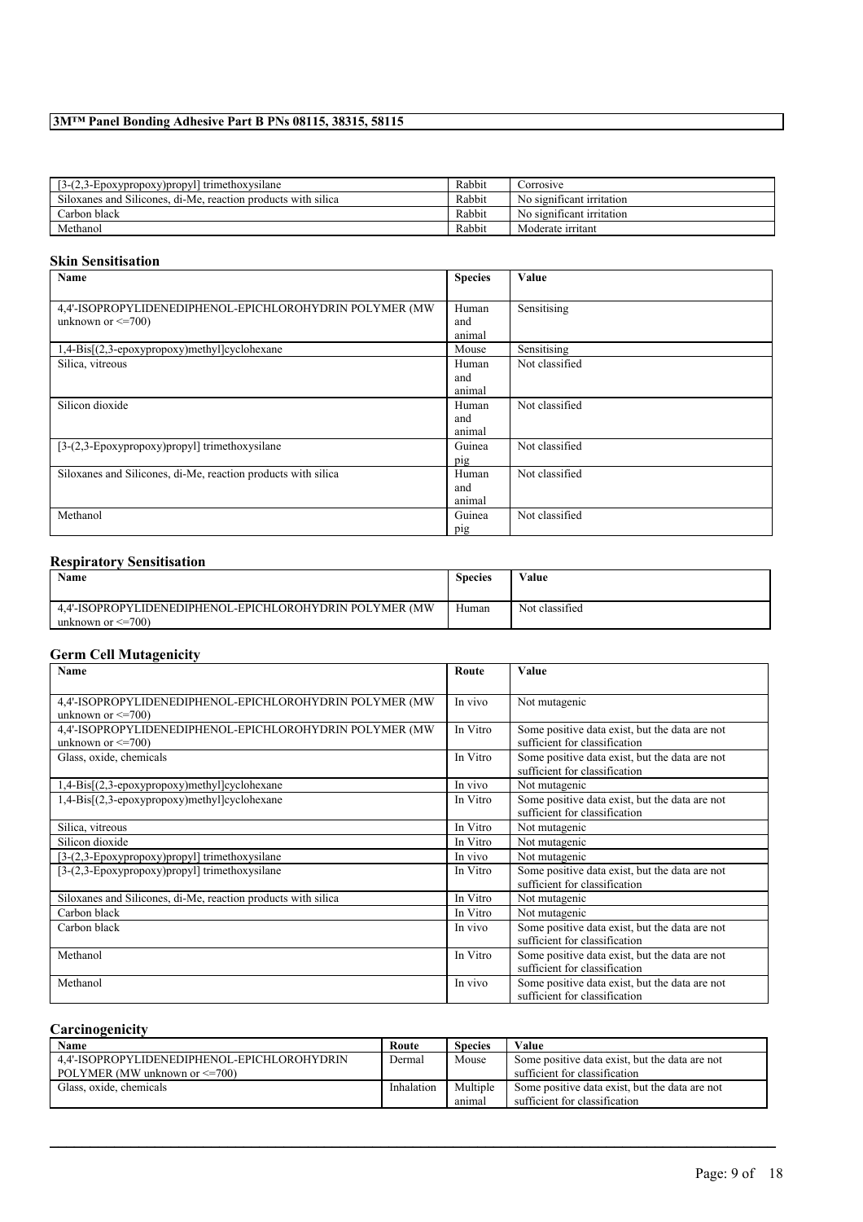| [3-(2,3-Epoxypropoxy)propyl] trimethoxysilane | Rabbit | Corrosive |
| --- | --- | --- |
| Siloxanes and Silicones, di-Me, reaction products with silica | Rabbit | No significant irritation |
| Carbon black | Rabbit | No significant irritation |
| Methanol | Rabbit | Moderate irritant |

### Skin Sensitisation

| Name | Species | Value |
| --- | --- | --- |
| 4,4'-ISOPROPYLIDENEDIPHENOL-EPICHLOROHYDRIN POLYMER (MW unknown or <=700) | Human and animal | Sensitising |
| 1,4-Bis[(2,3-epoxypropoxy)methyl]cyclohexane | Mouse | Sensitising |
| Silica, vitreous | Human and animal | Not classified |
| Silicon dioxide | Human and animal | Not classified |
| [3-(2,3-Epoxypropoxy)propyl] trimethoxysilane | Guinea pig | Not classified |
| Siloxanes and Silicones, di-Me, reaction products with silica | Human and animal | Not classified |
| Methanol | Guinea pig | Not classified |

### Respiratory Sensitisation

| Name | Species | Value |
| --- | --- | --- |
| 4,4'-ISOPROPYLIDENEDIPHENOL-EPICHLOROHYDRIN POLYMER (MW unknown or <=700) | Human | Not classified |

### Germ Cell Mutagenicity

| Name | Route | Value |
| --- | --- | --- |
| 4,4'-ISOPROPYLIDENEDIPHENOL-EPICHLOROHYDRIN POLYMER (MW unknown or <=700) | In vivo | Not mutagenic |
| 4,4'-ISOPROPYLIDENEDIPHENOL-EPICHLOROHYDRIN POLYMER (MW unknown or <=700) | In Vitro | Some positive data exist, but the data are not sufficient for classification |
| Glass, oxide, chemicals | In Vitro | Some positive data exist, but the data are not sufficient for classification |
| 1,4-Bis[(2,3-epoxypropoxy)methyl]cyclohexane | In vivo | Not mutagenic |
| 1,4-Bis[(2,3-epoxypropoxy)methyl]cyclohexane | In Vitro | Some positive data exist, but the data are not sufficient for classification |
| Silica, vitreous | In Vitro | Not mutagenic |
| Silicon dioxide | In Vitro | Not mutagenic |
| [3-(2,3-Epoxypropoxy)propyl] trimethoxysilane | In vivo | Not mutagenic |
| [3-(2,3-Epoxypropoxy)propyl] trimethoxysilane | In Vitro | Some positive data exist, but the data are not sufficient for classification |
| Siloxanes and Silicones, di-Me, reaction products with silica | In Vitro | Not mutagenic |
| Carbon black | In Vitro | Not mutagenic |
| Carbon black | In vivo | Some positive data exist, but the data are not sufficient for classification |
| Methanol | In Vitro | Some positive data exist, but the data are not sufficient for classification |
| Methanol | In vivo | Some positive data exist, but the data are not sufficient for classification |

### Carcinogenicity

| Name | Route | Species | Value |
| --- | --- | --- | --- |
| 4,4'-ISOPROPYLIDENEDIPHENOL-EPICHLOROHYDRIN POLYMER (MW unknown or <=700) | Dermal | Mouse | Some positive data exist, but the data are not sufficient for classification |
| Glass, oxide, chemicals | Inhalation | Multiple animal | Some positive data exist, but the data are not sufficient for classification |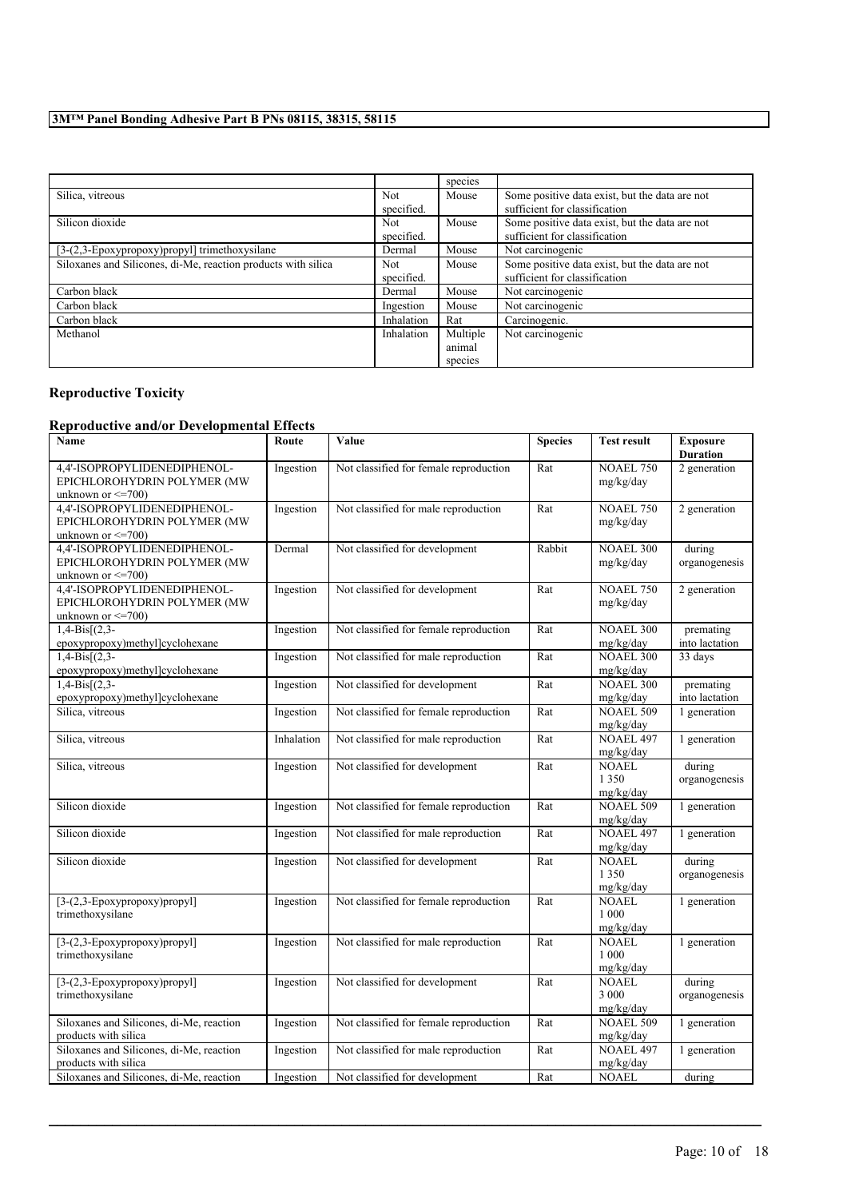| | | species | |
|---|---|---|---|
| Silica, vitreous | Not specified. | Mouse | Some positive data exist, but the data are not sufficient for classification |
| Silicon dioxide | Not specified. | Mouse | Some positive data exist, but the data are not sufficient for classification |
| [3-(2,3-Epoxypropoxy)propyl] trimethoxysilane | Dermal | Mouse | Not carcinogenic |
| Siloxanes and Silicones, di-Me, reaction products with silica | Not specified. | Mouse | Some positive data exist, but the data are not sufficient for classification |
| Carbon black | Dermal | Mouse | Not carcinogenic |
| Carbon black | Ingestion | Mouse | Not carcinogenic |
| Carbon black | Inhalation | Rat | Carcinogenic. |
| Methanol | Inhalation | Multiple animal species | Not carcinogenic |

## Reproductive Toxicity

### Reproductive and/or Developmental Effects

| Name | Route | Value | Species | Test result | Exposure Duration |
|---|---|---|---|---|---|
| 4,4'-ISOPROPYLIDENEDIPHENOL-EPICHLOROHYDRIN POLYMER (MW unknown or <=700) | Ingestion | Not classified for female reproduction | Rat | NOAEL 750 mg/kg/day | 2 generation |
| 4,4'-ISOPROPYLIDENEDIPHENOL-EPICHLOROHYDRIN POLYMER (MW unknown or <=700) | Ingestion | Not classified for male reproduction | Rat | NOAEL 750 mg/kg/day | 2 generation |
| 4,4'-ISOPROPYLIDENEDIPHENOL-EPICHLOROHYDRIN POLYMER (MW unknown or <=700) | Dermal | Not classified for development | Rabbit | NOAEL 300 mg/kg/day | during organogenesis |
| 4,4'-ISOPROPYLIDENEDIPHENOL-EPICHLOROHYDRIN POLYMER (MW unknown or <=700) | Ingestion | Not classified for development | Rat | NOAEL 750 mg/kg/day | 2 generation |
| 1,4-Bis[(2,3-epoxypropoxy)methyl]cyclohexane | Ingestion | Not classified for female reproduction | Rat | NOAEL 300 mg/kg/day | premating into lactation |
| 1,4-Bis[(2,3-epoxypropoxy)methyl]cyclohexane | Ingestion | Not classified for male reproduction | Rat | NOAEL 300 mg/kg/day | 33 days |
| 1,4-Bis[(2,3-epoxypropoxy)methyl]cyclohexane | Ingestion | Not classified for development | Rat | NOAEL 300 mg/kg/day | premating into lactation |
| Silica, vitreous | Ingestion | Not classified for female reproduction | Rat | NOAEL 509 mg/kg/day | 1 generation |
| Silica, vitreous | Inhalation | Not classified for male reproduction | Rat | NOAEL 497 mg/kg/day | 1 generation |
| Silica, vitreous | Ingestion | Not classified for development | Rat | NOAEL 1 350 mg/kg/day | during organogenesis |
| Silicon dioxide | Ingestion | Not classified for female reproduction | Rat | NOAEL 509 mg/kg/day | 1 generation |
| Silicon dioxide | Ingestion | Not classified for male reproduction | Rat | NOAEL 497 mg/kg/day | 1 generation |
| Silicon dioxide | Ingestion | Not classified for development | Rat | NOAEL 1 350 mg/kg/day | during organogenesis |
| [3-(2,3-Epoxypropoxy)propyl] trimethoxysilane | Ingestion | Not classified for female reproduction | Rat | NOAEL 1 000 mg/kg/day | 1 generation |
| [3-(2,3-Epoxypropoxy)propyl] trimethoxysilane | Ingestion | Not classified for male reproduction | Rat | NOAEL 1 000 mg/kg/day | 1 generation |
| [3-(2,3-Epoxypropoxy)propyl] trimethoxysilane | Ingestion | Not classified for development | Rat | NOAEL 3 000 mg/kg/day | during organogenesis |
| Siloxanes and Silicones, di-Me, reaction products with silica | Ingestion | Not classified for female reproduction | Rat | NOAEL 509 mg/kg/day | 1 generation |
| Siloxanes and Silicones, di-Me, reaction products with silica | Ingestion | Not classified for male reproduction | Rat | NOAEL 497 mg/kg/day | 1 generation |
| Siloxanes and Silicones, di-Me, reaction | Ingestion | Not classified for development | Rat | NOAEL | during |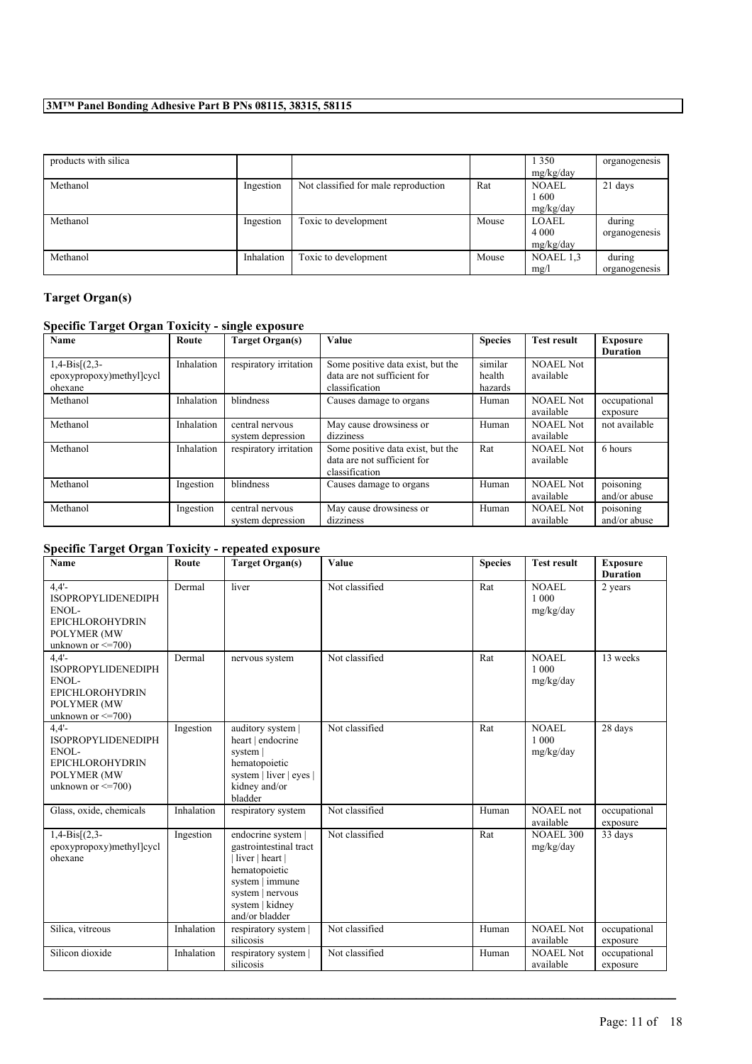| products with silica | | | | 1 350 mg/kg/day | organogenesis |
|---|---|---|---|---|---|
| Methanol | Ingestion | Not classified for male reproduction | Rat | NOAEL 1 600 mg/kg/day | 21 days |
| Methanol | Ingestion | Toxic to development | Mouse | LOAEL 4 000 mg/kg/day | during organogenesis |
| Methanol | Inhalation | Toxic to development | Mouse | NOAEL 1,3 mg/l | during organogenesis |

## Target Organ(s)

### Specific Target Organ Toxicity - single exposure

| Name | Route | Target Organ(s) | Value | Species | Test result | Exposure Duration |
|---|---|---|---|---|---|---|
| 1,4-Bis[(2,3-epoxypropoxy)methyl]cyclohexane | Inhalation | respiratory irritation | Some positive data exist, but the data are not sufficient for classification | similar health hazards | NOAEL Not available | |
| Methanol | Inhalation | blindness | Causes damage to organs | Human | NOAEL Not available | occupational exposure |
| Methanol | Inhalation | central nervous system depression | May cause drowsiness or dizziness | Human | NOAEL Not available | not available |
| Methanol | Inhalation | respiratory irritation | Some positive data exist, but the data are not sufficient for classification | Rat | NOAEL Not available | 6 hours |
| Methanol | Ingestion | blindness | Causes damage to organs | Human | NOAEL Not available | poisoning and/or abuse |
| Methanol | Ingestion | central nervous system depression | May cause drowsiness or dizziness | Human | NOAEL Not available | poisoning and/or abuse |

### Specific Target Organ Toxicity - repeated exposure

| Name | Route | Target Organ(s) | Value | Species | Test result | Exposure Duration |
|---|---|---|---|---|---|---|
| 4,4'-ISOPROPYLIDENEDIPHENOL-EPICHLOROHYDRIN POLYMER (MW unknown or <=700) | Dermal | liver | Not classified | Rat | NOAEL 1 000 mg/kg/day | 2 years |
| 4,4'-ISOPROPYLIDENEDIPHENOL-EPICHLOROHYDRIN POLYMER (MW unknown or <=700) | Dermal | nervous system | Not classified | Rat | NOAEL 1 000 mg/kg/day | 13 weeks |
| 4,4'-ISOPROPYLIDENEDIPHENOL-EPICHLOROHYDRIN POLYMER (MW unknown or <=700) | Ingestion | auditory system \| heart \| endocrine system \| hematopoietic system \| liver \| eyes \| kidney and/or bladder | Not classified | Rat | NOAEL 1 000 mg/kg/day | 28 days |
| Glass, oxide, chemicals | Inhalation | respiratory system | Not classified | Human | NOAEL not available | occupational exposure |
| 1,4-Bis[(2,3-epoxypropoxy)methyl]cyclohexane | Ingestion | endocrine system \| gastrointestinal tract \| liver \| heart \| hematopoietic system \| immune system \| nervous system \| kidney and/or bladder | Not classified | Rat | NOAEL 300 mg/kg/day | 33 days |
| Silica, vitreous | Inhalation | respiratory system \| silicosis | Not classified | Human | NOAEL Not available | occupational exposure |
| Silicon dioxide | Inhalation | respiratory system \| silicosis | Not classified | Human | NOAEL Not available | occupational exposure |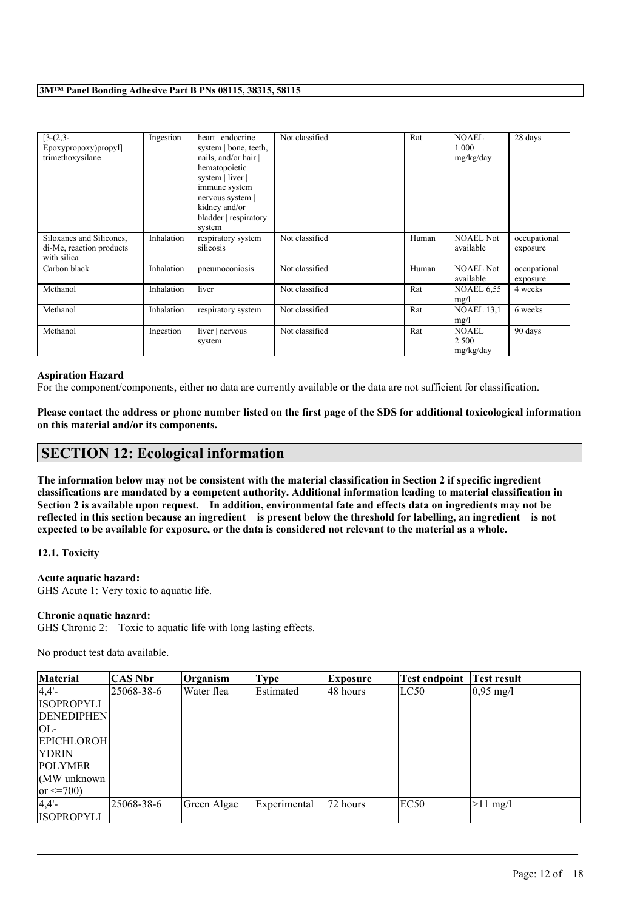| [3-(2,3-Epoxypropoxy)propyl] trimethoxysilane | Ingestion | heart \| endocrine system \| bone, teeth, nails, and/or hair \| hematopoietic system \| liver \| immune system \| nervous system \| kidney and/or bladder \| respiratory system | Not classified | Rat | NOAEL 1 000 mg/kg/day | 28 days |
|---|---|---|---|---|---|---|
| Siloxanes and Silicones, di-Me, reaction products with silica | Inhalation | respiratory system \| silicosis | Not classified | Human | NOAEL Not available | occupational exposure |
| Carbon black | Inhalation | pneumoconiosis | Not classified | Human | NOAEL Not available | occupational exposure |
| Methanol | Inhalation | liver | Not classified | Rat | NOAEL 6,55 mg/l | 4 weeks |
| Methanol | Inhalation | respiratory system | Not classified | Rat | NOAEL 13,1 mg/l | 6 weeks |
| Methanol | Ingestion | liver \| nervous system | Not classified | Rat | NOAEL 2 500 mg/kg/day | 90 days |

**Aspiration Hazard**

For the component/components, either no data are currently available or the data are not sufficient for classification.

**Please contact the address or phone number listed on the first page of the SDS for additional toxicological information on this material and/or its components.**

## SECTION 12: Ecological information

**The information below may not be consistent with the material classification in Section 2 if specific ingredient classifications are mandated by a competent authority. Additional information leading to material classification in Section 2 is available upon request. In addition, environmental fate and effects data on ingredients may not be reflected in this section because an ingredient is present below the threshold for labelling, an ingredient is not expected to be available for exposure, or the data is considered not relevant to the material as a whole.**

**12.1. Toxicity**

**Acute aquatic hazard:**

GHS Acute 1: Very toxic to aquatic life.

**Chronic aquatic hazard:**

GHS Chronic 2: Toxic to aquatic life with long lasting effects.

No product test data available.

| Material | CAS Nbr | Organism | Type | Exposure | Test endpoint | Test result |
|---|---|---|---|---|---|---|
| 4,4'-ISOPROPYLIDENEDIPHENOL-EPICHLOROHYDRIN POLYMER (MW unknown or <=700) | 25068-38-6 | Water flea | Estimated | 48 hours | LC50 | 0,95 mg/l |
| 4,4'-ISOPROPYLI | 25068-38-6 | Green Algae | Experimental | 72 hours | EC50 | >11 mg/l |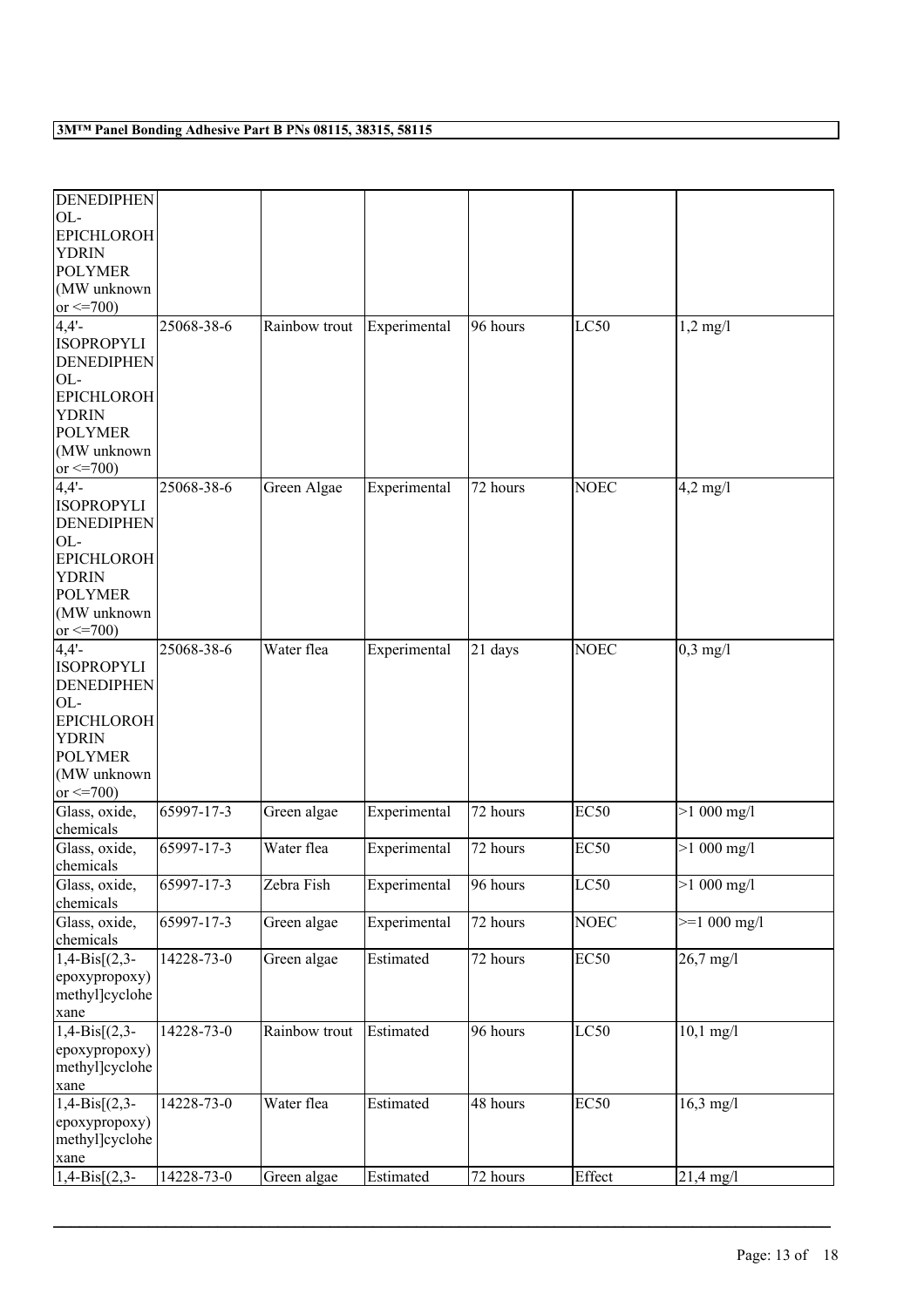| | | | | | | |
|---|---|---|---|---|---|---|
| DENEDIPHENOL-EPICHLOROHYDRIN POLYMER (MW unknown or <=700) | | | | | | |
| 4,4'-ISOPROPYLIDENEDIPHENOL-EPICHLOROHYDRIN POLYMER (MW unknown or <=700) | 25068-38-6 | Rainbow trout | Experimental | 96 hours | LC50 | 1,2 mg/l |
| 4,4'-ISOPROPYLIDENEDIPHENOL-EPICHLOROHYDRIN POLYMER (MW unknown or <=700) | 25068-38-6 | Green Algae | Experimental | 72 hours | NOEC | 4,2 mg/l |
| 4,4'-ISOPROPYLIDENEDIPHENOL-EPICHLOROHYDRIN POLYMER (MW unknown or <=700) | 25068-38-6 | Water flea | Experimental | 21 days | NOEC | 0,3 mg/l |
| Glass, oxide, chemicals | 65997-17-3 | Green algae | Experimental | 72 hours | EC50 | >1 000 mg/l |
| Glass, oxide, chemicals | 65997-17-3 | Water flea | Experimental | 72 hours | EC50 | >1 000 mg/l |
| Glass, oxide, chemicals | 65997-17-3 | Zebra Fish | Experimental | 96 hours | LC50 | >1 000 mg/l |
| Glass, oxide, chemicals | 65997-17-3 | Green algae | Experimental | 72 hours | NOEC | >=1 000 mg/l |
| 1,4-Bis[(2,3-epoxypropoxy)methyl]cyclohexane | 14228-73-0 | Green algae | Estimated | 72 hours | EC50 | 26,7 mg/l |
| 1,4-Bis[(2,3-epoxypropoxy)methyl]cyclohexane | 14228-73-0 | Rainbow trout | Estimated | 96 hours | LC50 | 10,1 mg/l |
| 1,4-Bis[(2,3-epoxypropoxy)methyl]cyclohexane | 14228-73-0 | Water flea | Estimated | 48 hours | EC50 | 16,3 mg/l |
| 1,4-Bis[(2,3- | 14228-73-0 | Green algae | Estimated | 72 hours | Effect | 21,4 mg/l |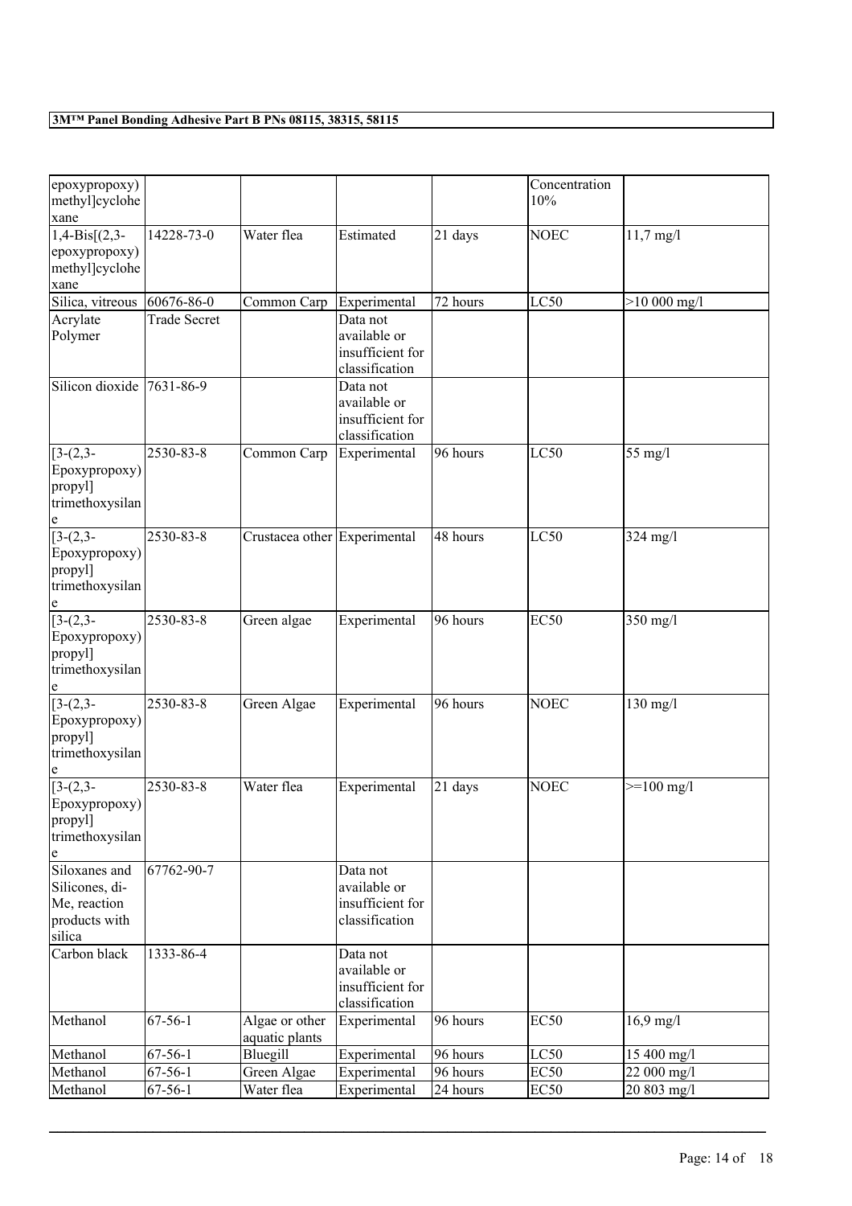| | | | | | | |
|---|---|---|---|---|---|---|
| epoxypropoxy) methyl]cyclohexane | | | | | Concentration 10% | |
| 1,4-Bis[(2,3-epoxypropoxy) methyl]cyclohexane | 14228-73-0 | Water flea | Estimated | 21 days | NOEC | 11,7 mg/l |
| Silica, vitreous | 60676-86-0 | Common Carp | Experimental | 72 hours | LC50 | >10 000 mg/l |
| Acrylate Polymer | Trade Secret | | Data not available or insufficient for classification | | | |
| Silicon dioxide | 7631-86-9 | | Data not available or insufficient for classification | | | |
| [3-(2,3-Epoxypropoxy) propyl] trimethoxysilane | 2530-83-8 | Common Carp | Experimental | 96 hours | LC50 | 55 mg/l |
| [3-(2,3-Epoxypropoxy) propyl] trimethoxysilane | 2530-83-8 | Crustacea other | Experimental | 48 hours | LC50 | 324 mg/l |
| [3-(2,3-Epoxypropoxy) propyl] trimethoxysilane | 2530-83-8 | Green algae | Experimental | 96 hours | EC50 | 350 mg/l |
| [3-(2,3-Epoxypropoxy) propyl] trimethoxysilane | 2530-83-8 | Green Algae | Experimental | 96 hours | NOEC | 130 mg/l |
| [3-(2,3-Epoxypropoxy) propyl] trimethoxysilane | 2530-83-8 | Water flea | Experimental | 21 days | NOEC | >=100 mg/l |
| Siloxanes and Silicones, di-Me, reaction products with silica | 67762-90-7 | | Data not available or insufficient for classification | | | |
| Carbon black | 1333-86-4 | | Data not available or insufficient for classification | | | |
| Methanol | 67-56-1 | Algae or other aquatic plants | Experimental | 96 hours | EC50 | 16,9 mg/l |
| Methanol | 67-56-1 | Bluegill | Experimental | 96 hours | LC50 | 15 400 mg/l |
| Methanol | 67-56-1 | Green Algae | Experimental | 96 hours | EC50 | 22 000 mg/l |
| Methanol | 67-56-1 | Water flea | Experimental | 24 hours | EC50 | 20 803 mg/l |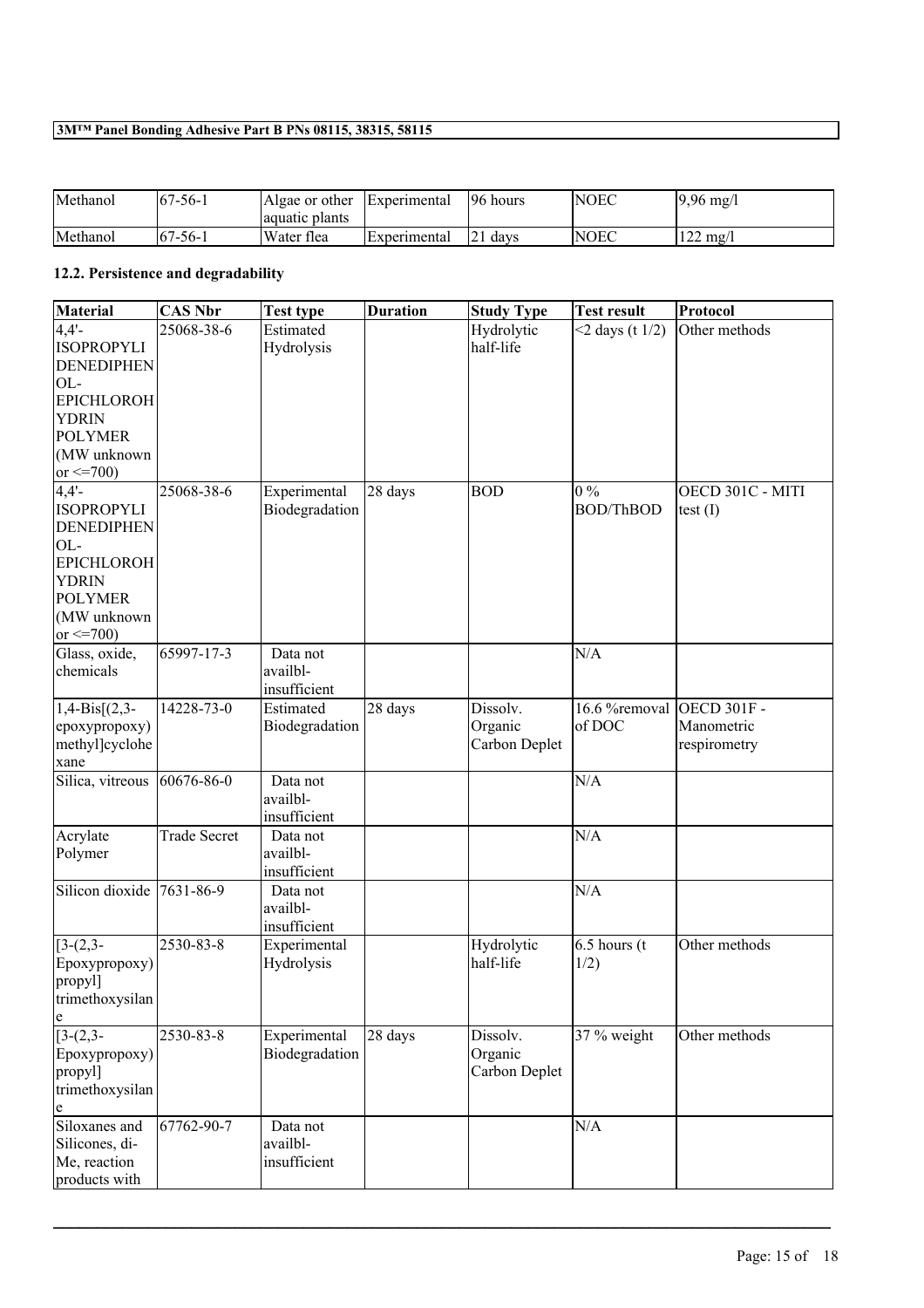| Methanol | 67-56-1 | Algae or other aquatic plants | Experimental | 96 hours | NOEC | 9,96 mg/l |
|---|---|---|---|---|---|---|
| Methanol | 67-56-1 | Water flea | Experimental | 21 days | NOEC | 122 mg/l |

### 12.2. Persistence and degradability

| Material | CAS Nbr | Test type | Duration | Study Type | Test result | Protocol |
|---|---|---|---|---|---|---|
| 4,4'-ISOPROPYLIDENEDIPHENOL-EPICHLOROHYDRIN POLYMER (MW unknown or <=700) | 25068-38-6 | Estimated Hydrolysis | | Hydrolytic half-life | <2 days (t 1/2) | Other methods |
| 4,4'-ISOPROPYLIDENEDIPHENOL-EPICHLOROHYDRIN POLYMER (MW unknown or <=700) | 25068-38-6 | Experimental Biodegradation | 28 days | BOD | 0 % BOD/ThBOD | OECD 301C - MITI test (I) |
| Glass, oxide, chemicals | 65997-17-3 | Data not availbl-insufficient | | | N/A | |
| 1,4-Bis[(2,3-epoxypropoxy)methyl]cyclohexane | 14228-73-0 | Estimated Biodegradation | 28 days | Dissolv. Organic Carbon Deplet | 16.6 %removal of DOC | OECD 301F - Manometric respirometry |
| Silica, vitreous | 60676-86-0 | Data not availbl-insufficient | | | N/A | |
| Acrylate Polymer | Trade Secret | Data not availbl-insufficient | | | N/A | |
| Silicon dioxide | 7631-86-9 | Data not availbl-insufficient | | | N/A | |
| [3-(2,3-Epoxypropoxy)propyl]trimethoxysilane | 2530-83-8 | Experimental Hydrolysis | | Hydrolytic half-life | 6.5 hours (t 1/2) | Other methods |
| [3-(2,3-Epoxypropoxy)propyl]trimethoxysilane | 2530-83-8 | Experimental Biodegradation | 28 days | Dissolv. Organic Carbon Deplet | 37 % weight | Other methods |
| Siloxanes and Silicones, di-Me, reaction products with | 67762-90-7 | Data not availbl-insufficient | | | N/A | |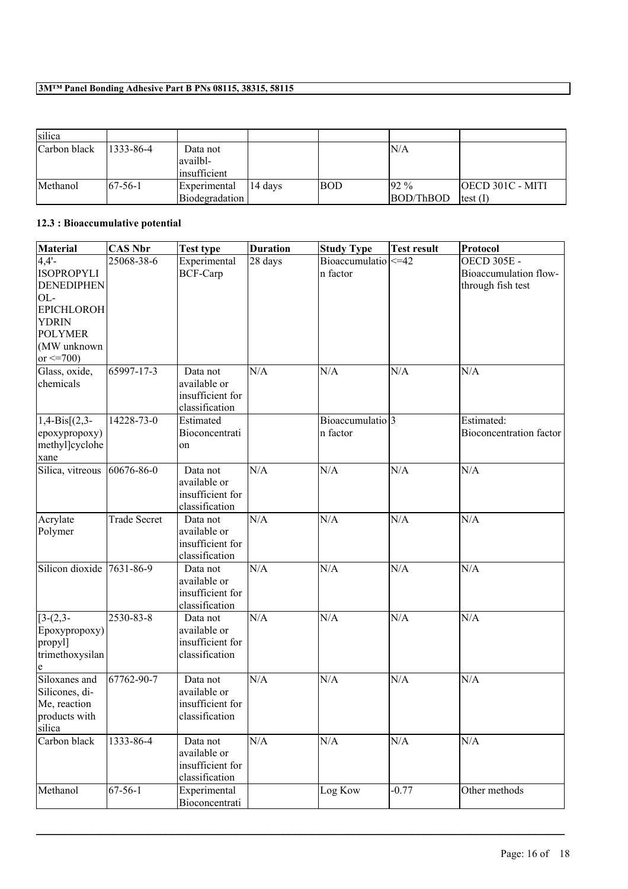| silica | | | | | | |
|---|---|---|---|---|---|---|
| Carbon black | 1333-86-4 | Data not availbl-insufficient | | | N/A | |
| Methanol | 67-56-1 | Experimental Biodegradation | 14 days | BOD | 92 % BOD/ThBOD | OECD 301C - MITI test (I) |

### 12.3 : Bioaccumulative potential

| Material | CAS Nbr | Test type | Duration | Study Type | Test result | Protocol |
|---|---|---|---|---|---|---|
| 4,4'-ISOPROPYLIDENEDIPHENOL-EPICHLOROHYDRIN POLYMER (MW unknown or <=700) | 25068-38-6 | Experimental BCF-Carp | 28 days | Bioaccumulation factor | <=42 | OECD 305E - Bioaccumulation flow-through fish test |
| Glass, oxide, chemicals | 65997-17-3 | Data not available or insufficient for classification | N/A | N/A | N/A | N/A |
| 1,4-Bis[(2,3-epoxypropoxy)methyl]cyclohexane | 14228-73-0 | Estimated Bioconcentration | | Bioaccumulation factor | 3 | Estimated: Bioconcentration factor |
| Silica, vitreous | 60676-86-0 | Data not available or insufficient for classification | N/A | N/A | N/A | N/A |
| Acrylate Polymer | Trade Secret | Data not available or insufficient for classification | N/A | N/A | N/A | N/A |
| Silicon dioxide | 7631-86-9 | Data not available or insufficient for classification | N/A | N/A | N/A | N/A |
| [3-(2,3-Epoxypropoxy)propyl]trimethoxysilane | 2530-83-8 | Data not available or insufficient for classification | N/A | N/A | N/A | N/A |
| Siloxanes and Silicones, di-Me, reaction products with silica | 67762-90-7 | Data not available or insufficient for classification | N/A | N/A | N/A | N/A |
| Carbon black | 1333-86-4 | Data not available or insufficient for classification | N/A | N/A | N/A | N/A |
| Methanol | 67-56-1 | Experimental Bioconcentrati | | Log Kow | -0.77 | Other methods |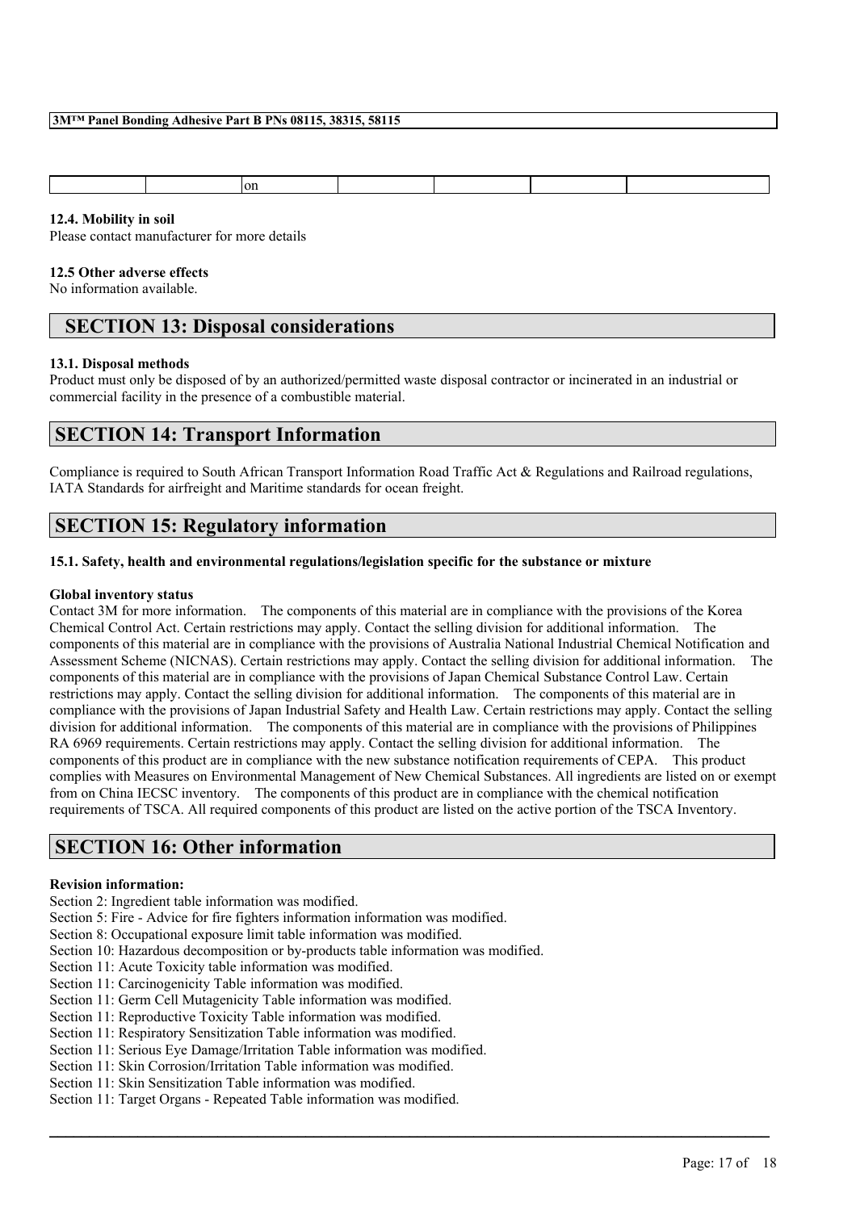|  |  | on |  |  |  |  |
|---|---|---|---|---|---|---|

**12.4. Mobility in soil**
Please contact manufacturer for more details

**12.5 Other adverse effects**
No information available.

## SECTION 13: Disposal considerations

**13.1. Disposal methods**
Product must only be disposed of by an authorized/permitted waste disposal contractor or incinerated in an industrial or commercial facility in the presence of a combustible material.

## SECTION 14: Transport Information

Compliance is required to South African Transport Information Road Traffic Act & Regulations and Railroad regulations, IATA Standards for airfreight and Maritime standards for ocean freight.

## SECTION 15: Regulatory information

**15.1. Safety, health and environmental regulations/legislation specific for the substance or mixture**

**Global inventory status**
Contact 3M for more information. The components of this material are in compliance with the provisions of the Korea Chemical Control Act. Certain restrictions may apply. Contact the selling division for additional information. The components of this material are in compliance with the provisions of Australia National Industrial Chemical Notification and Assessment Scheme (NICNAS). Certain restrictions may apply. Contact the selling division for additional information. The components of this material are in compliance with the provisions of Japan Chemical Substance Control Law. Certain restrictions may apply. Contact the selling division for additional information. The components of this material are in compliance with the provisions of Japan Industrial Safety and Health Law. Certain restrictions may apply. Contact the selling division for additional information. The components of this material are in compliance with the provisions of Philippines RA 6969 requirements. Certain restrictions may apply. Contact the selling division for additional information. The components of this product are in compliance with the new substance notification requirements of CEPA. This product complies with Measures on Environmental Management of New Chemical Substances. All ingredients are listed on or exempt from on China IECSC inventory. The components of this product are in compliance with the chemical notification requirements of TSCA. All required components of this product are listed on the active portion of the TSCA Inventory.

## SECTION 16: Other information

**Revision information:**
Section 2: Ingredient table information was modified.
Section 5: Fire - Advice for fire fighters information information was modified.
Section 8: Occupational exposure limit table information was modified.
Section 10: Hazardous decomposition or by-products table information was modified.
Section 11: Acute Toxicity table information was modified.
Section 11: Carcinogenicity Table information was modified.
Section 11: Germ Cell Mutagenicity Table information was modified.
Section 11: Reproductive Toxicity Table information was modified.
Section 11: Respiratory Sensitization Table information was modified.
Section 11: Serious Eye Damage/Irritation Table information was modified.
Section 11: Skin Corrosion/Irritation Table information was modified.
Section 11: Skin Sensitization Table information was modified.
Section 11: Target Organs - Repeated Table information was modified.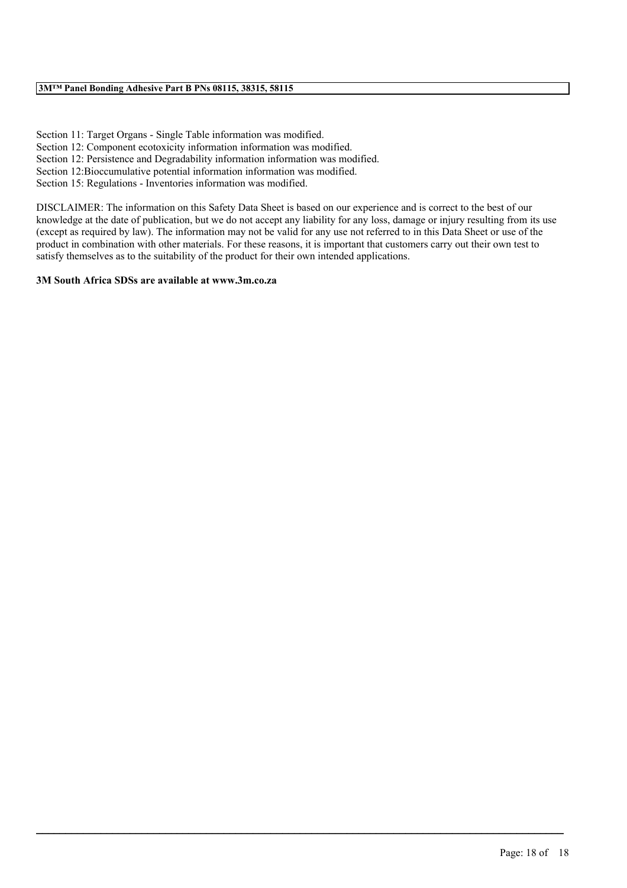Section 11: Target Organs - Single Table information was modified.
Section 12: Component ecotoxicity information information was modified.
Section 12: Persistence and Degradability information information was modified.
Section 12:Bioccumulative potential information information was modified.
Section 15: Regulations - Inventories information was modified.

DISCLAIMER: The information on this Safety Data Sheet is based on our experience and is correct to the best of our knowledge at the date of publication, but we do not accept any liability for any loss, damage or injury resulting from its use (except as required by law). The information may not be valid for any use not referred to in this Data Sheet or use of the product in combination with other materials. For these reasons, it is important that customers carry out their own test to satisfy themselves as to the suitability of the product for their own intended applications.

**3M South Africa SDSs are available at www.3m.co.za**